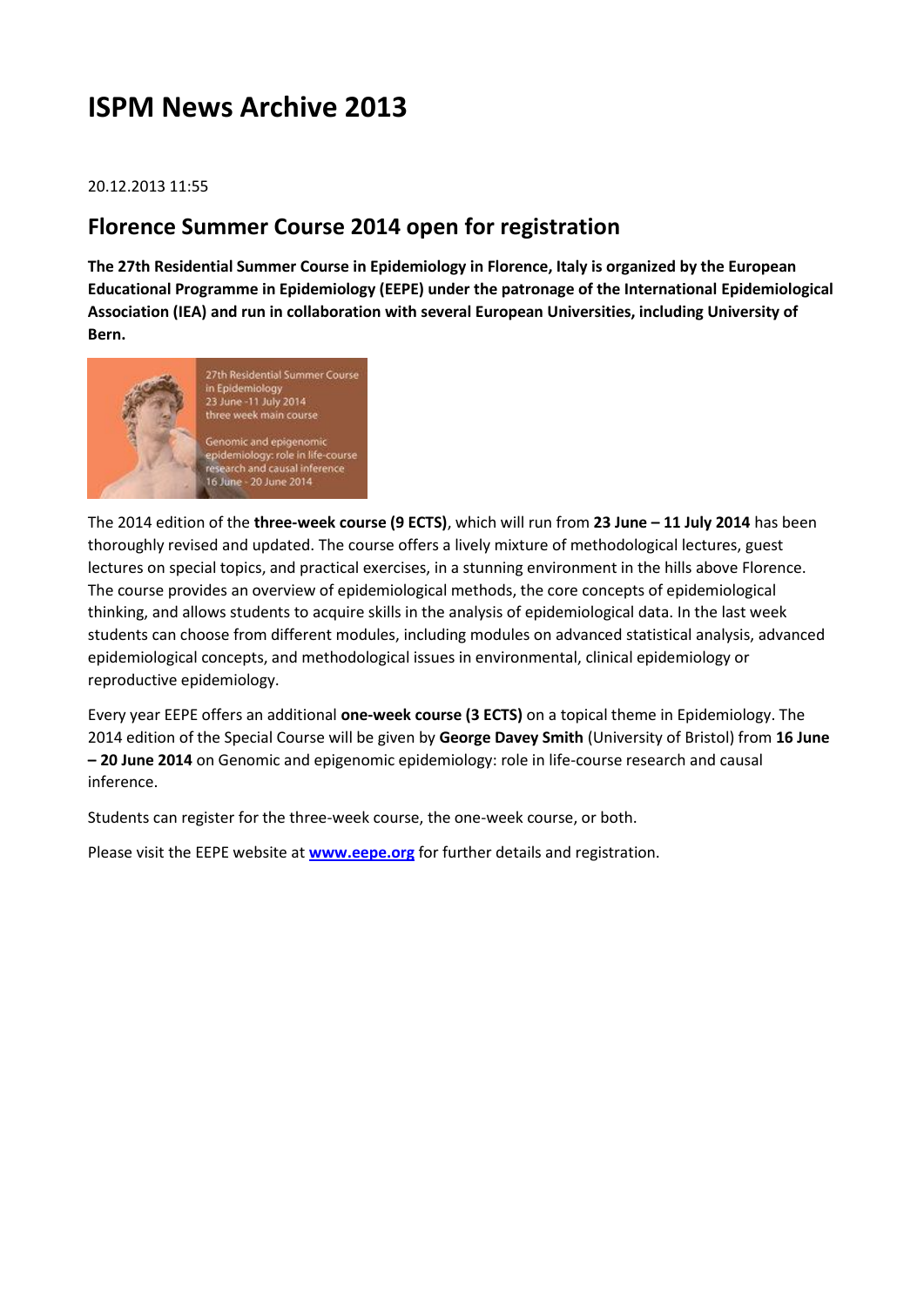# ISPM News Archive 2013

20.12.2013 11:55

## Florence Summer Course 2014 open for registration

**The 27th Residential Summer Course in Epidemiology in Florence, Italy is organized by the European Educational Programme in Epidemiology (EEPE) under the patronage of the International Epidemiological Association (IEA) and run in collaboration with several European Universities, including University of Bern.**

The 2014 edition of the **three-week course (9 ECTS)**, which will run from **23 June – 11 July 2014** has been thoroughly revised and updated. The course offers a lively mixture of methodological lectures, guest lectures on special topics, and practical exercises, in a stunning environment in the hills above Florence. The course provides an overview of epidemiological methods, the core concepts of epidemiological thinking, and allows students to acquire skills in the analysis of epidemiological data. In the last week students can choose from different modules, including modules on advanced statistical analysis, advanced epidemiological concepts, and methodological issues in environmental, clinical epidemiology or reproductive epidemiology.

Every year EEPE offers an additional **one-week course (3 ECTS)** on a topical theme in Epidemiology. The 2014 edition of the Special Course will be given by **George Davey Smith** (University of Bristol) from **16 June – 20 June 2014** on Genomic and epigenomic epidemiology: role in life-course research and causal inference.

Students can register for the three-week course, the one-week course, or both.

Please visit the EEPE website at **[www.eepe.org](http://www.eepe.org)** for further details and registration.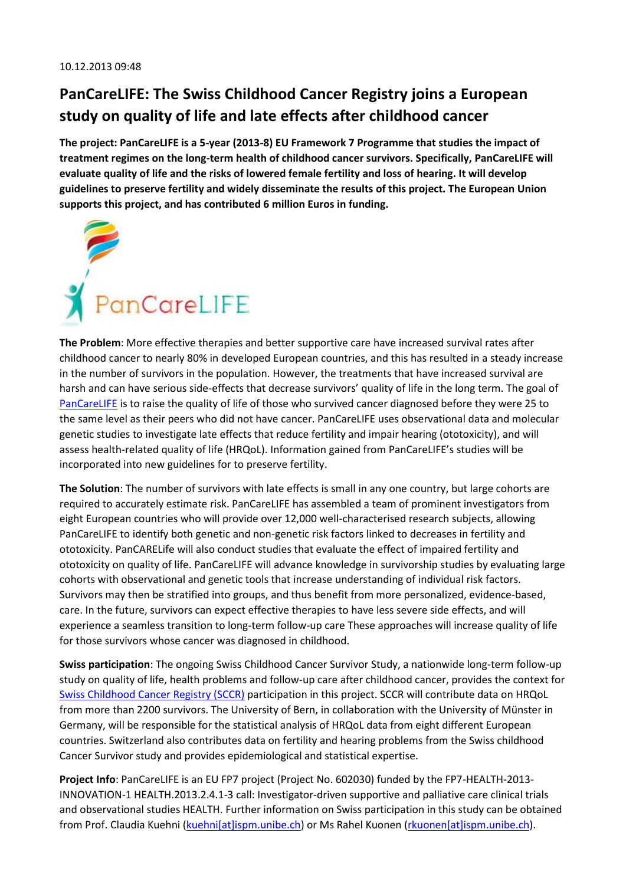10.12.2013 09:48

# PanCareLIFE: The Swiss Childhood Cancer Registry joins a European study on quality of life and late effects after childhood cancer

**The project: PanCareLIFE is a 5-year (2013-8) EU Framework 7 Programme that studies the impact of treatment regimes on the long-term health of childhood cancer survivors. Specifically, PanCareLIFE will evaluate quality of life and the risks of lowered female fertility and loss of hearing. It will develop guidelines to preserve fertility and widely disseminate the results of this project. The European Union supports this project, and has contributed 6 million Euros in funding.**

PanCareLIFE

**The Problem**: More effective therapies and better supportive care have increased survival rates after childhood cancer to nearly 80% in developed European countries, and this has resulted in a steady increase in the number of survivors in the population. However, the treatments that have increased survival are harsh and can have serious side-effects that decrease survivors' quality of life in the long term. The goal of PanCareLIFE is to raise the quality of life of those who survived cancer diagnosed before they were 25 to the same level as their peers who did not have cancer. PanCareLIFE uses observational data and molecular genetic studies to investigate late effects that reduce fertility and impair hearing (ototoxicity), and will assess health-related quality of life (HRQoL). Information gained from PanCareLIFE's studies will be incorporated into new guidelines for to preserve fertility.

**The Solution**: The number of survivors with late effects is small in any one country, but large cohorts are required to accurately estimate risk. PanCareLIFE has assembled a team of prominent investigators from eight European countries who will provide over 12,000 well-characterised research subjects, allowing PanCareLIFE to identify both genetic and non-genetic risk factors linked to decreases in fertility and ototoxicity. PanCARELife will also conduct studies that evaluate the effect of impaired fertility and ototoxicity on quality of life. PanCareLIFE will advance knowledge in survivorship studies by evaluating large cohorts with observational and genetic tools that increase understanding of individual risk factors. Survivors may then be stratified into groups, and thus benefit from more personalized, evidence-based, care. In the future, survivors can expect effective therapies to have less severe side effects, and will experience a seamless transition to long-term follow-up care These approaches will increase quality of life for those survivors whose cancer was diagnosed in childhood.

**Swiss participation**: The ongoing Swiss Childhood Cancer Survivor Study, a nationwide long-term follow-up study on quality of life, health problems and follow-up care after childhood cancer, provides the context for Swiss Childhood Cancer Registry (SCCR) participation in this project. SCCR will contribute data on HRQoL from more than 2200 survivors. The University of Bern, in collaboration with the University of Münster in Germany, will be responsible for the statistical analysis of HRQoL data from eight different European countries. Switzerland also contributes data on fertility and hearing problems from the Swiss childhood Cancer Survivor study and provides epidemiological and statistical expertise.

**Project Info**: PanCareLIFE is an EU FP7 project (Project No. 602030) funded by the FP7-HEALTH-2013-INNOVATION-1 HEALTH.2013.2.4.1-3 call: Investigator-driven supportive and palliative care clinical trials and observational studies HEALTH. Further information on Swiss participation in this study can be obtained from Prof. Claudia Kuehni (kuehni[at]ispm.unibe.ch) or Ms Rahel Kuonen (rkuonen[at]ispm.unibe.ch).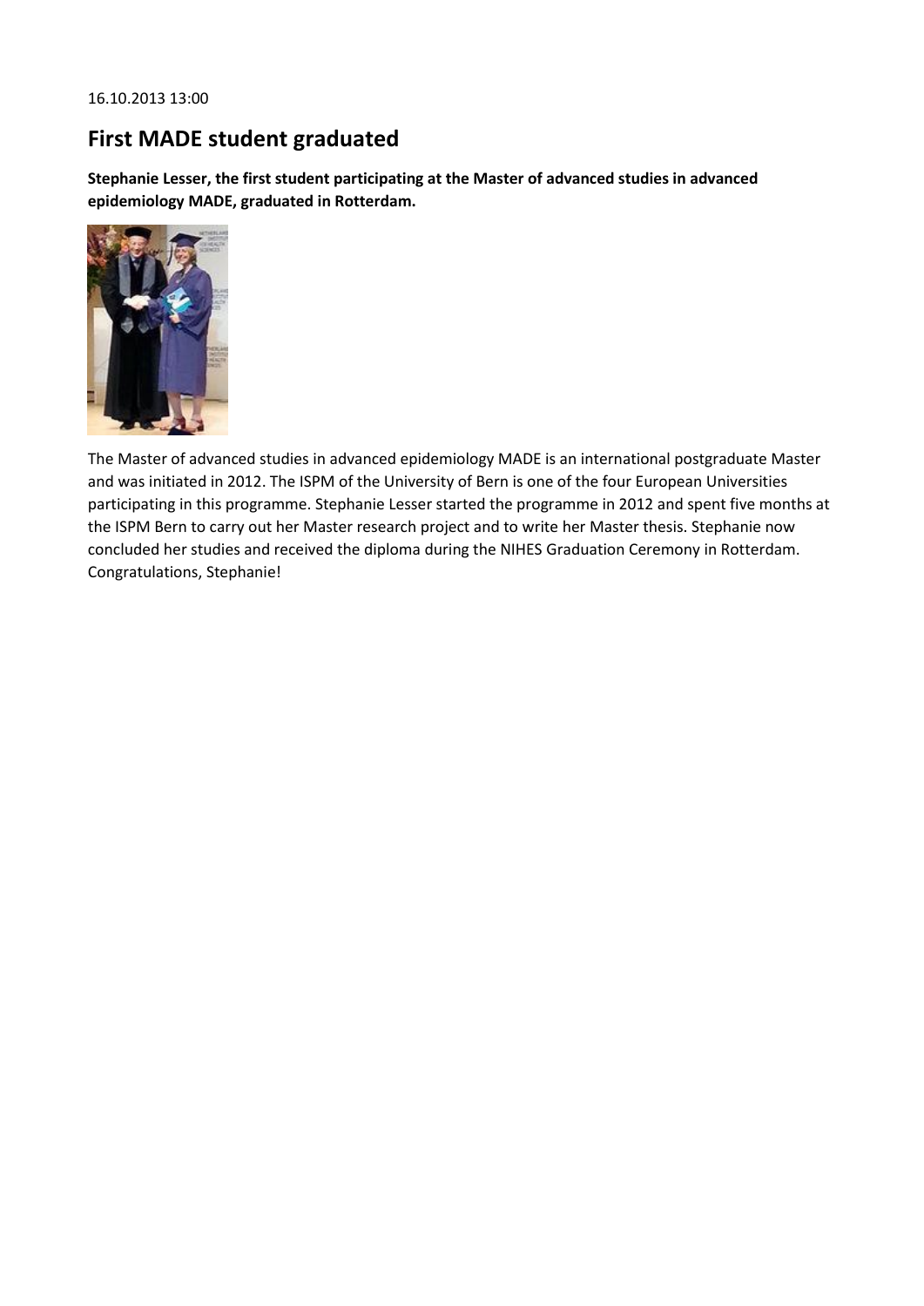16.10.2013 13:00

# First MADE student graduated

**Stephanie Lesser, the first student participating at the Master of advanced studies in advanced epidemiology MADE, graduated in Rotterdam.**

The Master of advanced studies in advanced epidemiology MADE is an international postgraduate Master and was initiated in 2012. The ISPM of the University of Bern is one of the four European Universities participating in this programme. Stephanie Lesser started the programme in 2012 and spent five months at the ISPM Bern to carry out her Master research project and to write her Master thesis. Stephanie now concluded her studies and received the diploma during the NIHES Graduation Ceremony in Rotterdam. Congratulations, Stephanie!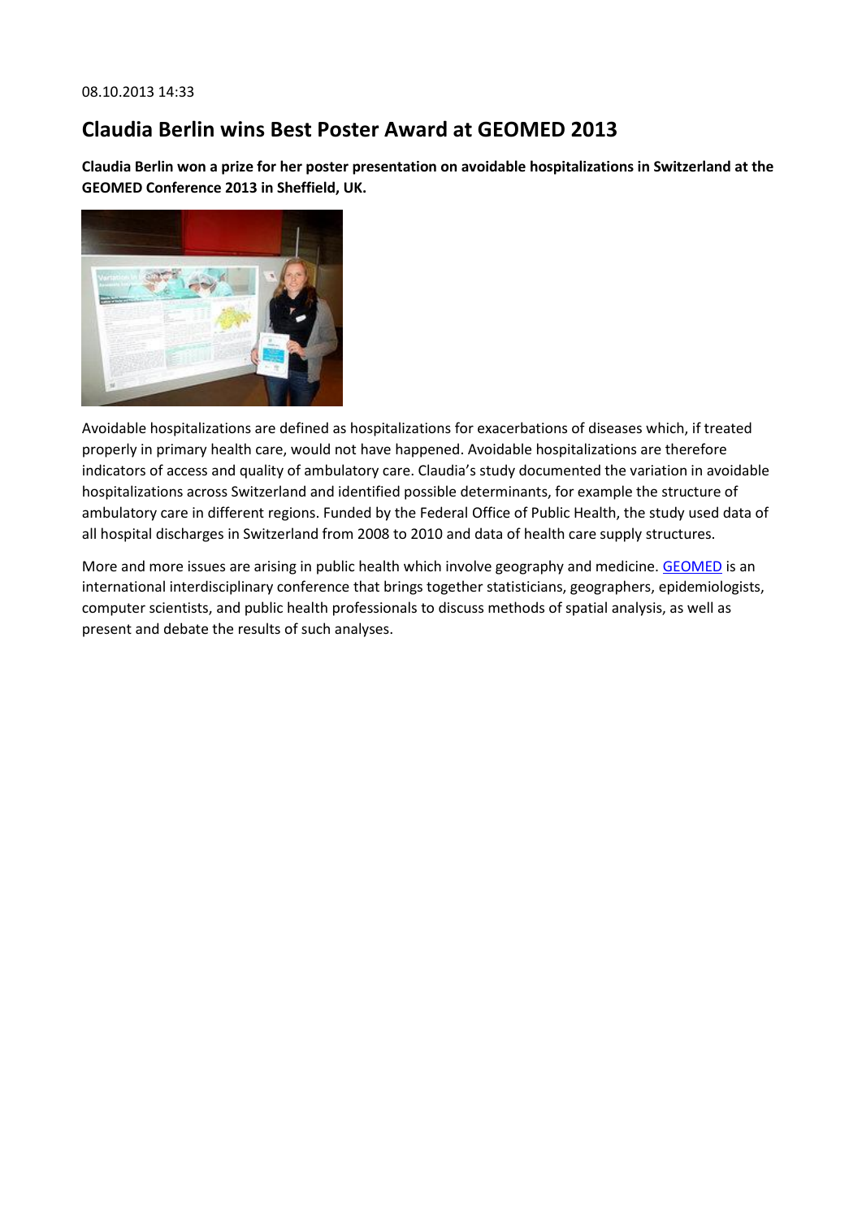08.10.2013 14:33

# Claudia Berlin wins Best Poster Award at GEOMED 2013

**Claudia Berlin won a prize for her poster presentation on avoidable hospitalizations in Switzerland at the GEOMED Conference 2013 in Sheffield, UK.**

Avoidable hospitalizations are defined as hospitalizations for exacerbations of diseases which, if treated properly in primary health care, would not have happened. Avoidable hospitalizations are therefore indicators of access and quality of ambulatory care. Claudia's study documented the variation in avoidable hospitalizations across Switzerland and identified possible determinants, for example the structure of ambulatory care in different regions. Funded by the Federal Office of Public Health, the study used data of all hospital discharges in Switzerland from 2008 to 2010 and data of health care supply structures.

More and more issues are arising in public health which involve geography and medicine. GEOMED is an international interdisciplinary conference that brings together statisticians, geographers, epidemiologists, computer scientists, and public health professionals to discuss methods of spatial analysis, as well as present and debate the results of such analyses.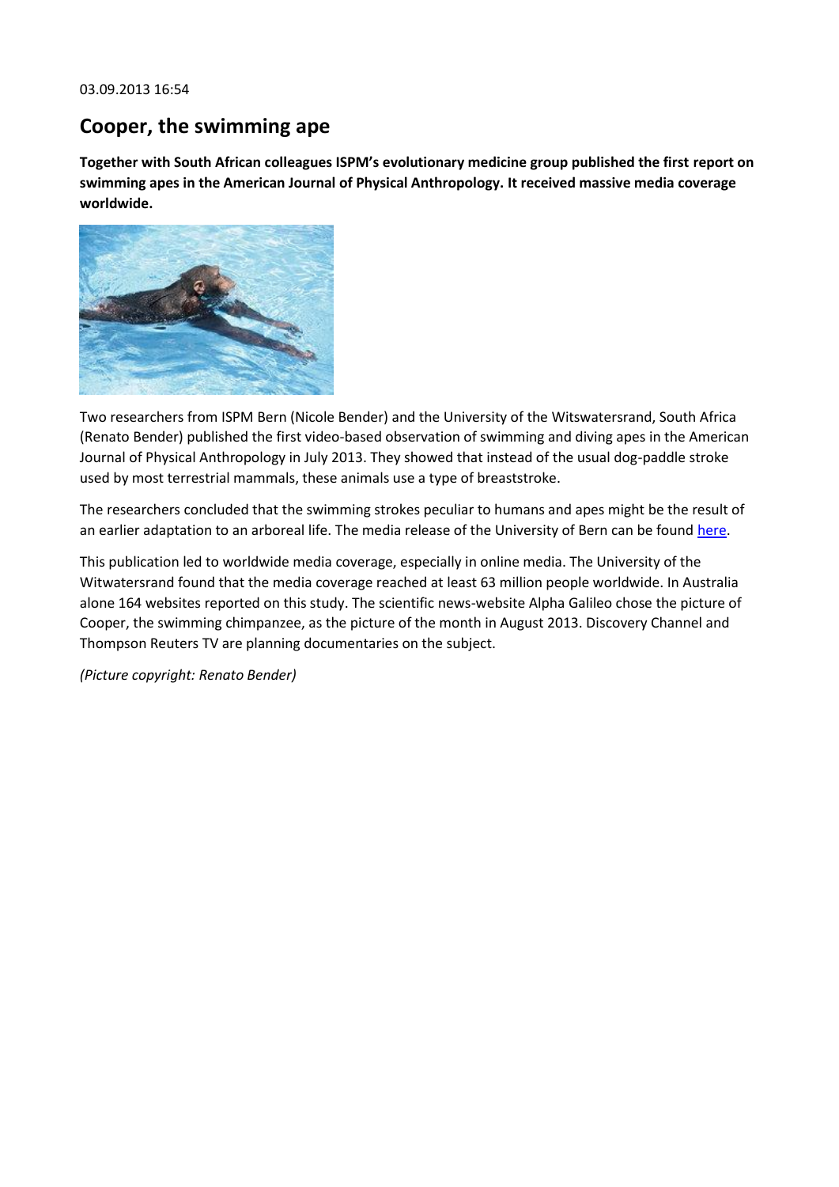03.09.2013 16:54

## Cooper, the swimming ape

**Together with South African colleagues ISPM's evolutionary medicine group published the first report on swimming apes in the American Journal of Physical Anthropology. It received massive media coverage worldwide.**

Two researchers from ISPM Bern (Nicole Bender) and the University of the Witswatersrand, South Africa (Renato Bender) published the first video-based observation of swimming and diving apes in the American Journal of Physical Anthropology in July 2013. They showed that instead of the usual dog-paddle stroke used by most terrestrial mammals, these animals use a type of breaststroke.

The researchers concluded that the swimming strokes peculiar to humans and apes might be the result of an earlier adaptation to an arboreal life. The media release of the University of Bern can be found here.

This publication led to worldwide media coverage, especially in online media. The University of the Witwatersrand found that the media coverage reached at least 63 million people worldwide. In Australia alone 164 websites reported on this study. The scientific news-website Alpha Galileo chose the picture of Cooper, the swimming chimpanzee, as the picture of the month in August 2013. Discovery Channel and Thompson Reuters TV are planning documentaries on the subject.

*(Picture copyright: Renato Bender)*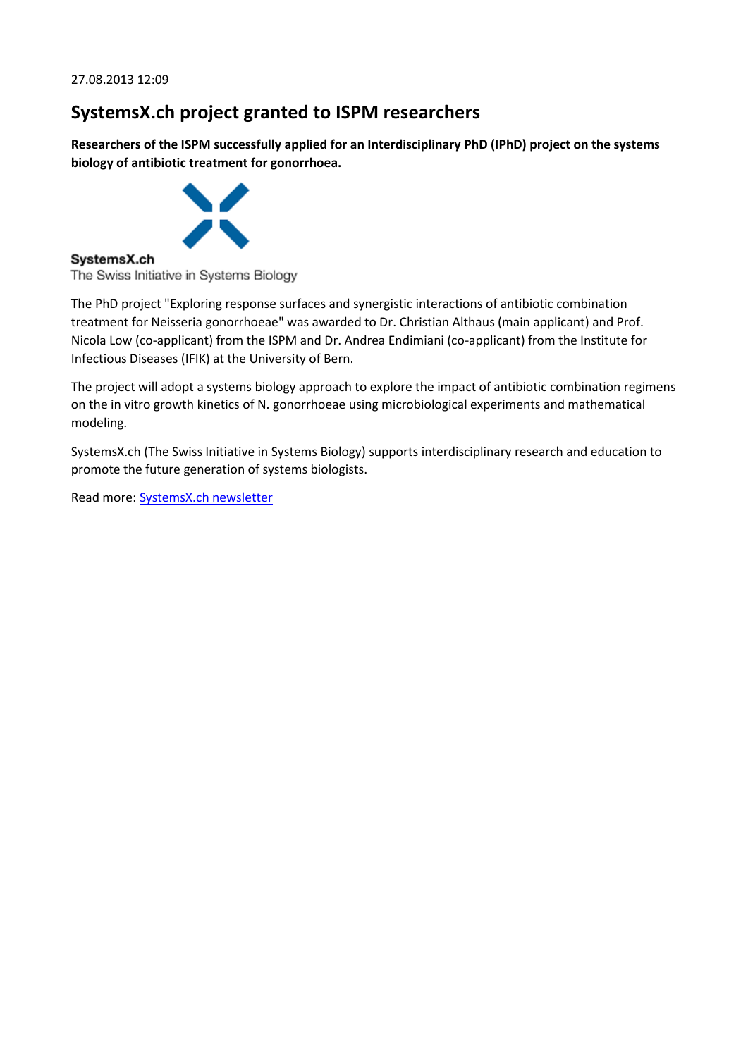27.08.2013 12:09

# SystemsX.ch project granted to ISPM researchers

**Researchers of the ISPM successfully applied for an Interdisciplinary PhD (IPhD) project on the systems biology of antibiotic treatment for gonorrhoea.**

**SystemsX.ch**
The Swiss Initiative in Systems Biology

The PhD project "Exploring response surfaces and synergistic interactions of antibiotic combination treatment for Neisseria gonorrhoeae" was awarded to Dr. Christian Althaus (main applicant) and Prof. Nicola Low (co-applicant) from the ISPM and Dr. Andrea Endimiani (co-applicant) from the Institute for Infectious Diseases (IFIK) at the University of Bern.

The project will adopt a systems biology approach to explore the impact of antibiotic combination regimens on the in vitro growth kinetics of N. gonorrhoeae using microbiological experiments and mathematical modeling.

SystemsX.ch (The Swiss Initiative in Systems Biology) supports interdisciplinary research and education to promote the future generation of systems biologists.

Read more: SystemsX.ch newsletter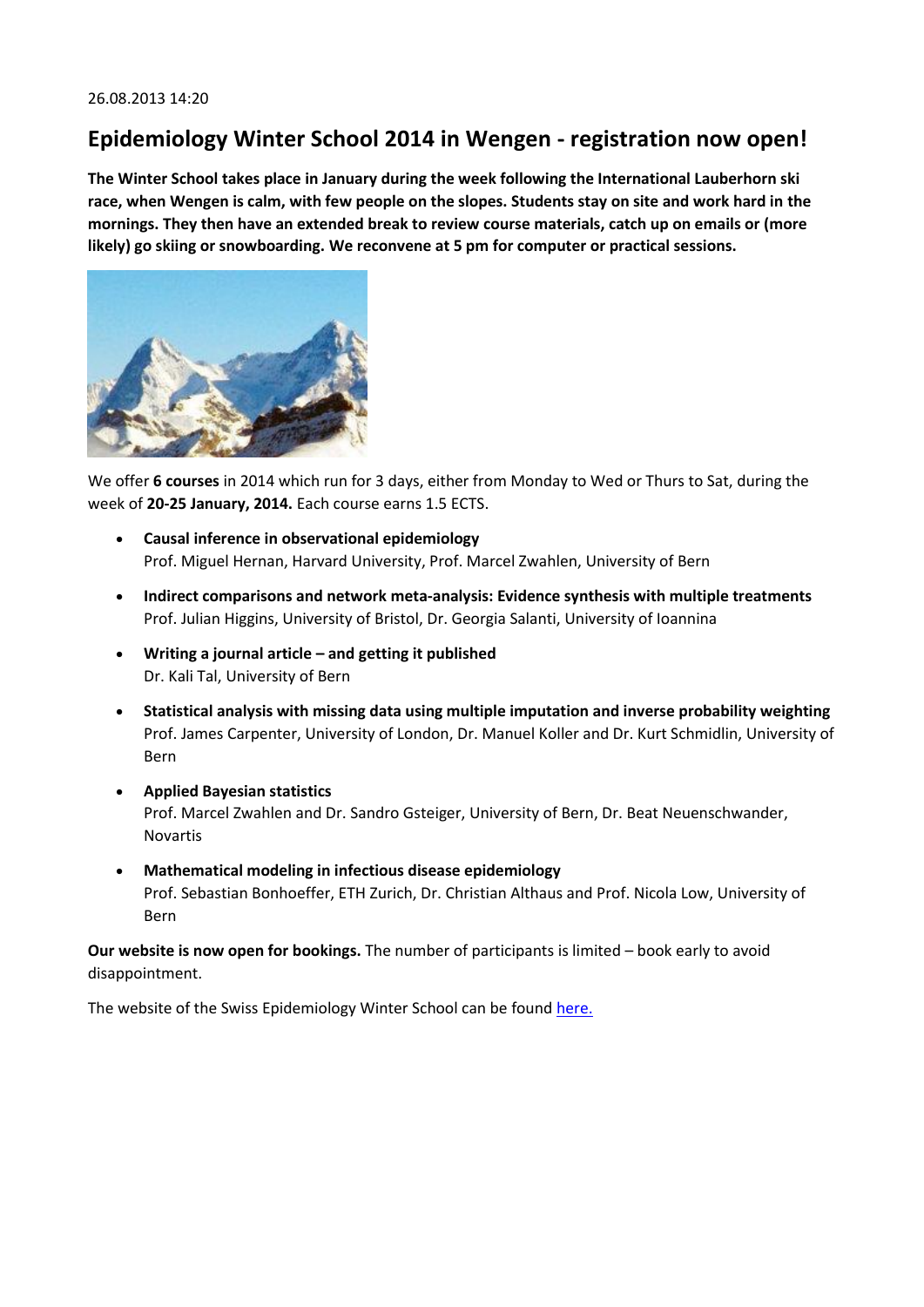26.08.2013 14:20

## Epidemiology Winter School 2014 in Wengen - registration now open!

**The Winter School takes place in January during the week following the International Lauberhorn ski race, when Wengen is calm, with few people on the slopes. Students stay on site and work hard in the mornings. They then have an extended break to review course materials, catch up on emails or (more likely) go skiing or snowboarding. We reconvene at 5 pm for computer or practical sessions.**

We offer **6 courses** in 2014 which run for 3 days, either from Monday to Wed or Thurs to Sat, during the week of **20-25 January, 2014.** Each course earns 1.5 ECTS.

- **Causal inference in observational epidemiology**
  Prof. Miguel Hernan, Harvard University, Prof. Marcel Zwahlen, University of Bern
- **Indirect comparisons and network meta-analysis: Evidence synthesis with multiple treatments**
  Prof. Julian Higgins, University of Bristol, Dr. Georgia Salanti, University of Ioannina
- **Writing a journal article – and getting it published**
  Dr. Kali Tal, University of Bern
- **Statistical analysis with missing data using multiple imputation and inverse probability weighting**
  Prof. James Carpenter, University of London, Dr. Manuel Koller and Dr. Kurt Schmidlin, University of Bern
- **Applied Bayesian statistics**
  Prof. Marcel Zwahlen and Dr. Sandro Gsteiger, University of Bern, Dr. Beat Neuenschwander, Novartis
- **Mathematical modeling in infectious disease epidemiology**
  Prof. Sebastian Bonhoeffer, ETH Zurich, Dr. Christian Althaus and Prof. Nicola Low, University of Bern

**Our website is now open for bookings.** The number of participants is limited – book early to avoid disappointment.

The website of the Swiss Epidemiology Winter School can be found here.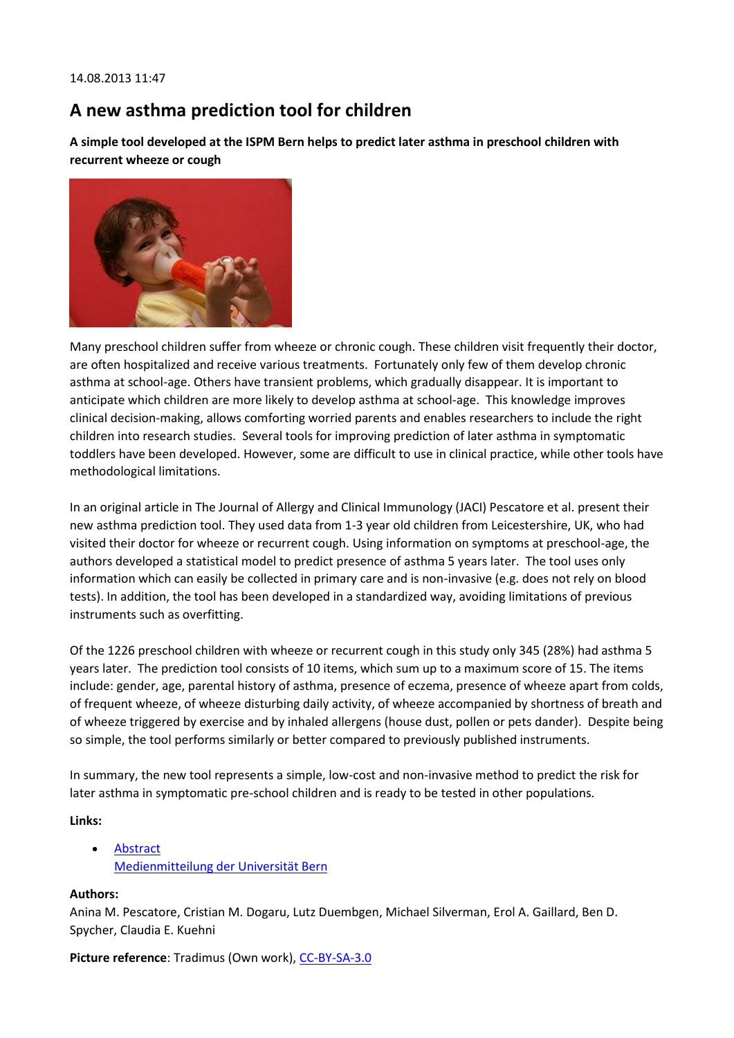14.08.2013 11:47

## A new asthma prediction tool for children

**A simple tool developed at the ISPM Bern helps to predict later asthma in preschool children with recurrent wheeze or cough**

Many preschool children suffer from wheeze or chronic cough. These children visit frequently their doctor, are often hospitalized and receive various treatments. Fortunately only few of them develop chronic asthma at school-age. Others have transient problems, which gradually disappear. It is important to anticipate which children are more likely to develop asthma at school-age. This knowledge improves clinical decision-making, allows comforting worried parents and enables researchers to include the right children into research studies. Several tools for improving prediction of later asthma in symptomatic toddlers have been developed. However, some are difficult to use in clinical practice, while other tools have methodological limitations.

In an original article in The Journal of Allergy and Clinical Immunology (JACI) Pescatore et al. present their new asthma prediction tool. They used data from 1-3 year old children from Leicestershire, UK, who had visited their doctor for wheeze or recurrent cough. Using information on symptoms at preschool-age, the authors developed a statistical model to predict presence of asthma 5 years later. The tool uses only information which can easily be collected in primary care and is non-invasive (e.g. does not rely on blood tests). In addition, the tool has been developed in a standardized way, avoiding limitations of previous instruments such as overfitting.

Of the 1226 preschool children with wheeze or recurrent cough in this study only 345 (28%) had asthma 5 years later. The prediction tool consists of 10 items, which sum up to a maximum score of 15. The items include: gender, age, parental history of asthma, presence of eczema, presence of wheeze apart from colds, of frequent wheeze, of wheeze disturbing daily activity, of wheeze accompanied by shortness of breath and of wheeze triggered by exercise and by inhaled allergens (house dust, pollen or pets dander). Despite being so simple, the tool performs similarly or better compared to previously published instruments.

In summary, the new tool represents a simple, low-cost and non-invasive method to predict the risk for later asthma in symptomatic pre-school children and is ready to be tested in other populations.

**Links:**

- Abstract
  Medienmitteilung der Universität Bern

**Authors:**
Anina M. Pescatore, Cristian M. Dogaru, Lutz Duembgen, Michael Silverman, Erol A. Gaillard, Ben D. Spycher, Claudia E. Kuehni

**Picture reference**: Tradimus (Own work), CC-BY-SA-3.0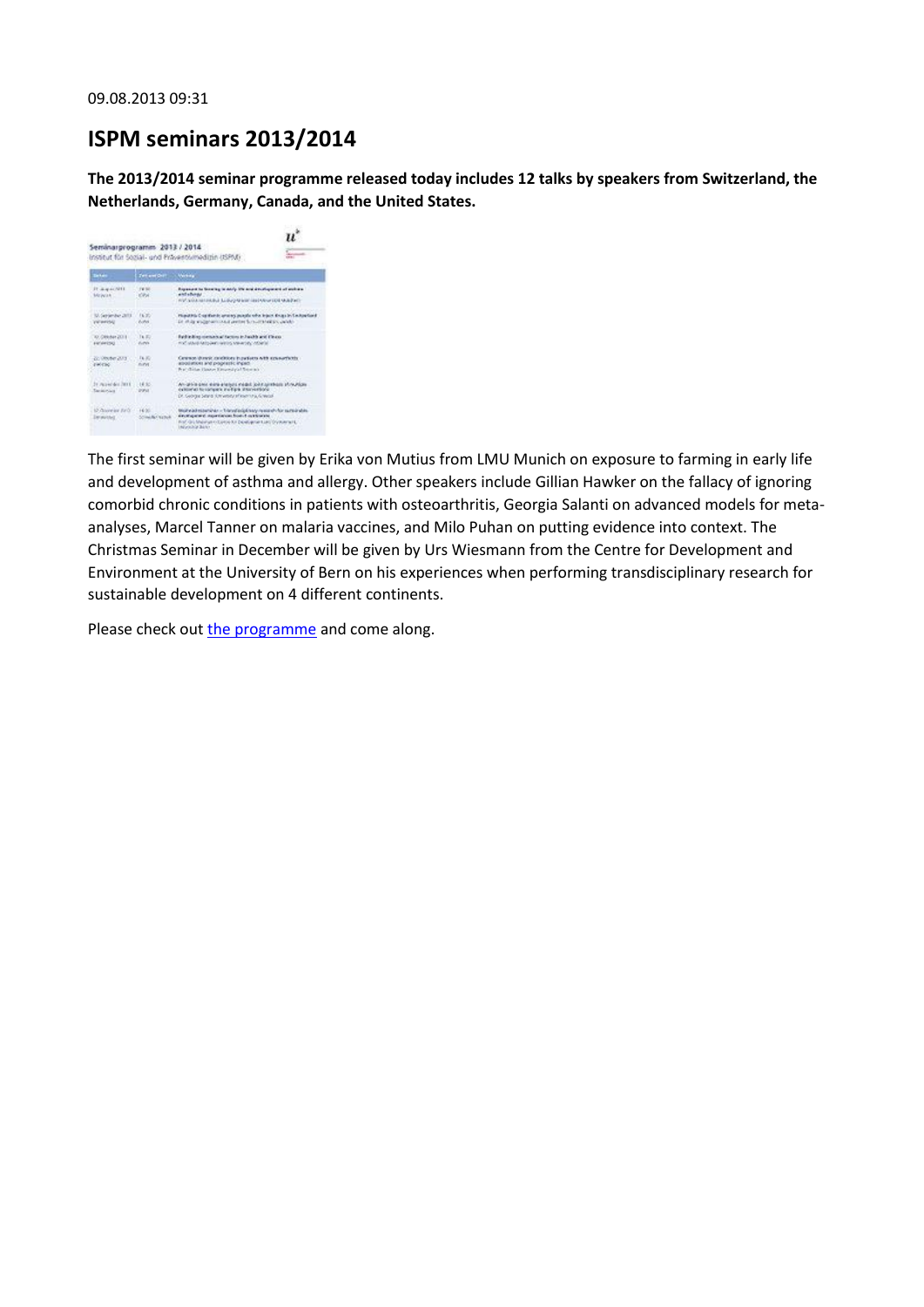09.08.2013 09:31

# ISPM seminars 2013/2014

**The 2013/2014 seminar programme released today includes 12 talks by speakers from Switzerland, the Netherlands, Germany, Canada, and the United States.**

The first seminar will be given by Erika von Mutius from LMU Munich on exposure to farming in early life and development of asthma and allergy. Other speakers include Gillian Hawker on the fallacy of ignoring comorbid chronic conditions in patients with osteoarthritis, Georgia Salanti on advanced models for meta-analyses, Marcel Tanner on malaria vaccines, and Milo Puhan on putting evidence into context. The Christmas Seminar in December will be given by Urs Wiesmann from the Centre for Development and Environment at the University of Bern on his experiences when performing transdisciplinary research for sustainable development on 4 different continents.

Please check out the programme and come along.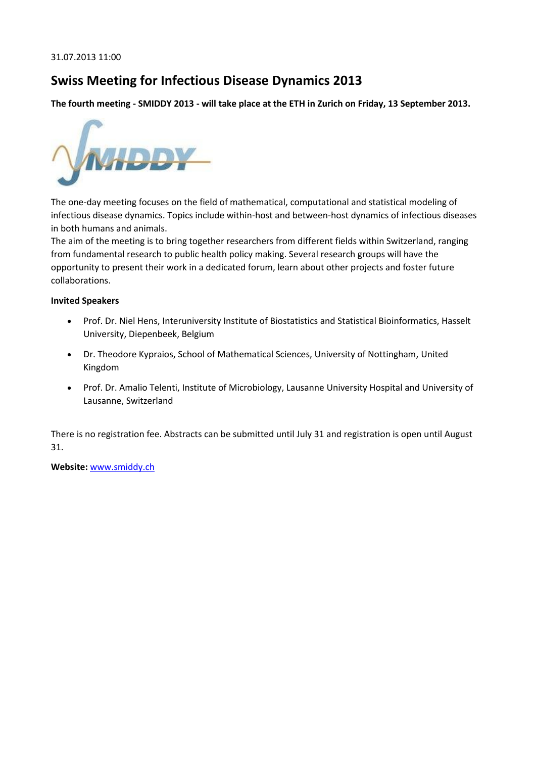31.07.2013 11:00

## Swiss Meeting for Infectious Disease Dynamics 2013

**The fourth meeting - SMIDDY 2013 - will take place at the ETH in Zurich on Friday, 13 September 2013.**

The one-day meeting focuses on the field of mathematical, computational and statistical modeling of infectious disease dynamics. Topics include within-host and between-host dynamics of infectious diseases in both humans and animals.
The aim of the meeting is to bring together researchers from different fields within Switzerland, ranging from fundamental research to public health policy making. Several research groups will have the opportunity to present their work in a dedicated forum, learn about other projects and foster future collaborations.

**Invited Speakers**

- Prof. Dr. Niel Hens, Interuniversity Institute of Biostatistics and Statistical Bioinformatics, Hasselt University, Diepenbeek, Belgium
- Dr. Theodore Kypraios, School of Mathematical Sciences, University of Nottingham, United Kingdom
- Prof. Dr. Amalio Telenti, Institute of Microbiology, Lausanne University Hospital and University of Lausanne, Switzerland

There is no registration fee. Abstracts can be submitted until July 31 and registration is open until August 31.

**Website:** www.smiddy.ch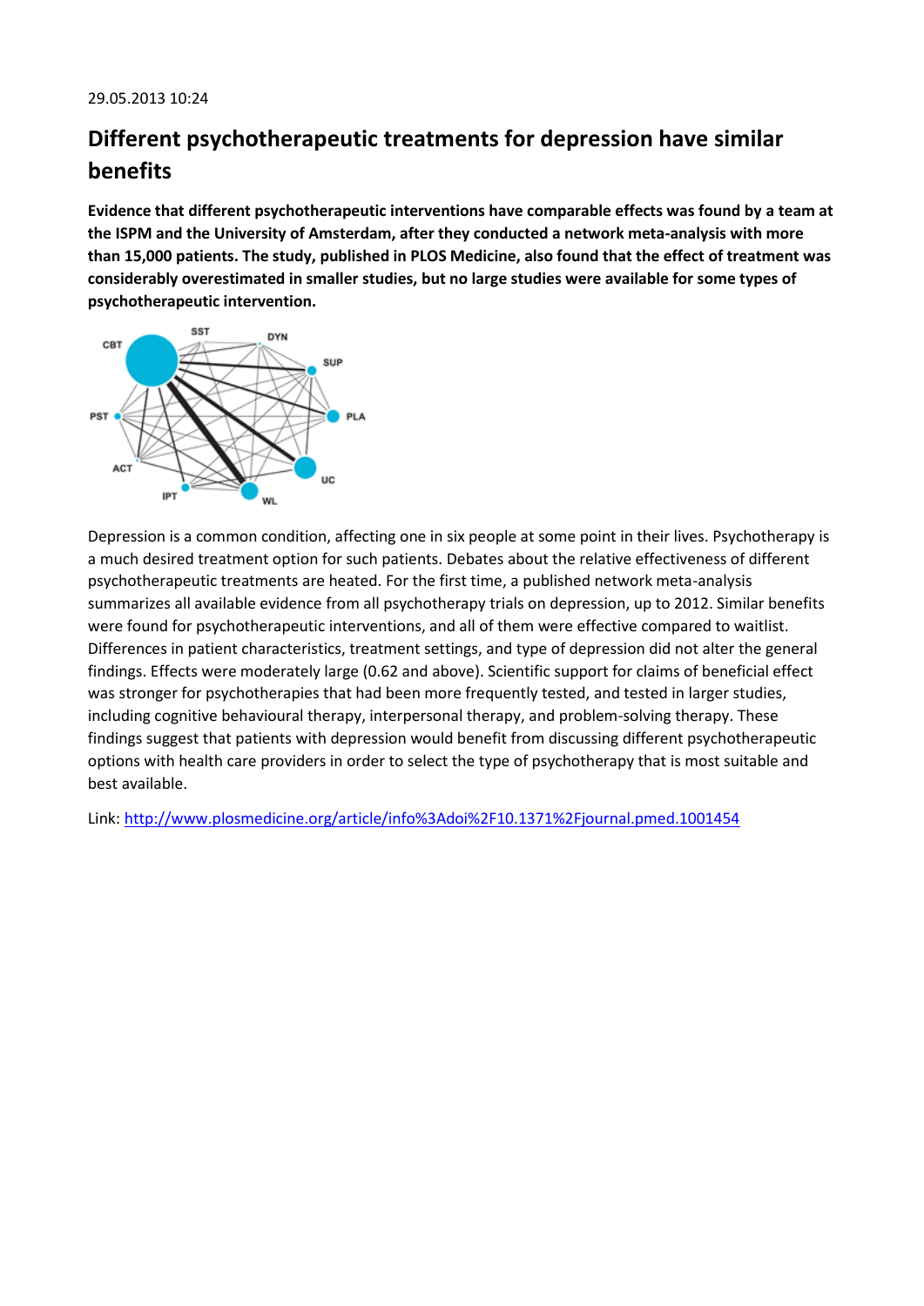29.05.2013 10:24

## Different psychotherapeutic treatments for depression have similar benefits

**Evidence that different psychotherapeutic interventions have comparable effects was found by a team at the ISPM and the University of Amsterdam, after they conducted a network meta-analysis with more than 15,000 patients. The study, published in PLOS Medicine, also found that the effect of treatment was considerably overestimated in smaller studies, but no large studies were available for some types of psychotherapeutic intervention.**

Depression is a common condition, affecting one in six people at some point in their lives. Psychotherapy is a much desired treatment option for such patients. Debates about the relative effectiveness of different psychotherapeutic treatments are heated. For the first time, a published network meta-analysis summarizes all available evidence from all psychotherapy trials on depression, up to 2012. Similar benefits were found for psychotherapeutic interventions, and all of them were effective compared to waitlist. Differences in patient characteristics, treatment settings, and type of depression did not alter the general findings. Effects were moderately large (0.62 and above). Scientific support for claims of beneficial effect was stronger for psychotherapies that had been more frequently tested, and tested in larger studies, including cognitive behavioural therapy, interpersonal therapy, and problem-solving therapy. These findings suggest that patients with depression would benefit from discussing different psychotherapeutic options with health care providers in order to select the type of psychotherapy that is most suitable and best available.

Link: http://www.plosmedicine.org/article/info%3Adoi%2F10.1371%2Fjournal.pmed.1001454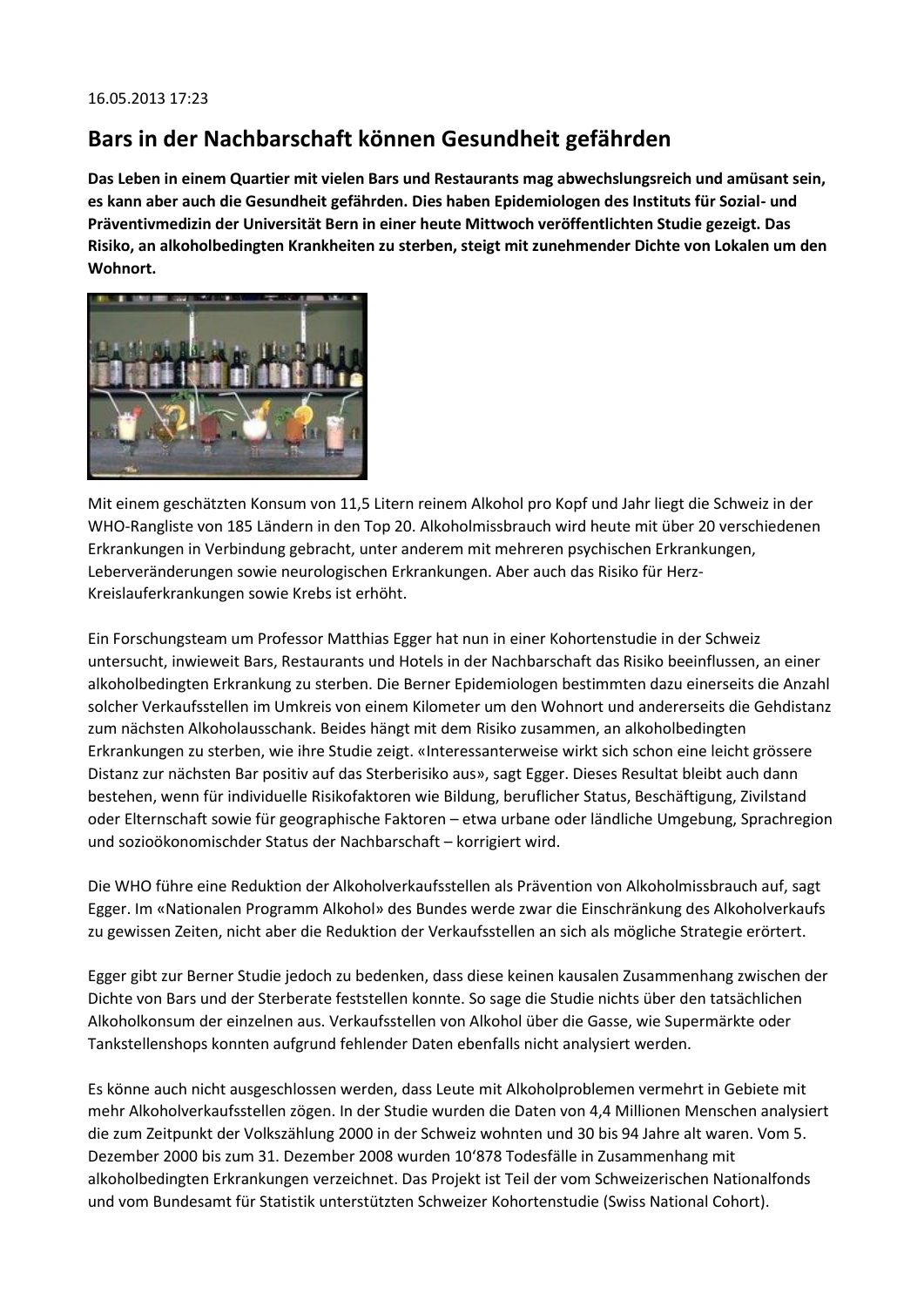16.05.2013 17:23

# Bars in der Nachbarschaft können Gesundheit gefährden

**Das Leben in einem Quartier mit vielen Bars und Restaurants mag abwechslungsreich und amüsant sein, es kann aber auch die Gesundheit gefährden. Dies haben Epidemiologen des Instituts für Sozial- und Präventivmedizin der Universität Bern in einer heute Mittwoch veröffentlichten Studie gezeigt. Das Risiko, an alkoholbedingten Krankheiten zu sterben, steigt mit zunehmender Dichte von Lokalen um den Wohnort.**

Mit einem geschätzten Konsum von 11,5 Litern reinem Alkohol pro Kopf und Jahr liegt die Schweiz in der WHO-Rangliste von 185 Ländern in den Top 20. Alkoholmissbrauch wird heute mit über 20 verschiedenen Erkrankungen in Verbindung gebracht, unter anderem mit mehreren psychischen Erkrankungen, Leberveränderungen sowie neurologischen Erkrankungen. Aber auch das Risiko für Herz-Kreislauferkrankungen sowie Krebs ist erhöht.

Ein Forschungsteam um Professor Matthias Egger hat nun in einer Kohortenstudie in der Schweiz untersucht, inwieweit Bars, Restaurants und Hotels in der Nachbarschaft das Risiko beeinflussen, an einer alkoholbedingten Erkrankung zu sterben. Die Berner Epidemiologen bestimmten dazu einerseits die Anzahl solcher Verkaufsstellen im Umkreis von einem Kilometer um den Wohnort und andererseits die Gehdistanz zum nächsten Alkoholausschank. Beides hängt mit dem Risiko zusammen, an alkoholbedingten Erkrankungen zu sterben, wie ihre Studie zeigt. «Interessanterweise wirkt sich schon eine leicht grössere Distanz zur nächsten Bar positiv auf das Sterberisiko aus», sagt Egger. Dieses Resultat bleibt auch dann bestehen, wenn für individuelle Risikofaktoren wie Bildung, beruflicher Status, Beschäftigung, Zivilstand oder Elternschaft sowie für geographische Faktoren – etwa urbane oder ländliche Umgebung, Sprachregion und sozioökonomischder Status der Nachbarschaft – korrigiert wird.

Die WHO führe eine Reduktion der Alkoholverkaufsstellen als Prävention von Alkoholmissbrauch auf, sagt Egger. Im «Nationalen Programm Alkohol» des Bundes werde zwar die Einschränkung des Alkoholverkaufs zu gewissen Zeiten, nicht aber die Reduktion der Verkaufsstellen an sich als mögliche Strategie erörtert.

Egger gibt zur Berner Studie jedoch zu bedenken, dass diese keinen kausalen Zusammenhang zwischen der Dichte von Bars und der Sterberate feststellen konnte. So sage die Studie nichts über den tatsächlichen Alkoholkonsum der einzelnen aus. Verkaufsstellen von Alkohol über die Gasse, wie Supermärkte oder Tankstellenshops konnten aufgrund fehlender Daten ebenfalls nicht analysiert werden.

Es könne auch nicht ausgeschlossen werden, dass Leute mit Alkoholproblemen vermehrt in Gebiete mit mehr Alkoholverkaufsstellen zögen. In der Studie wurden die Daten von 4,4 Millionen Menschen analysiert die zum Zeitpunkt der Volkszählung 2000 in der Schweiz wohnten und 30 bis 94 Jahre alt waren. Vom 5. Dezember 2000 bis zum 31. Dezember 2008 wurden 10'878 Todesfälle in Zusammenhang mit alkoholbedingten Erkrankungen verzeichnet. Das Projekt ist Teil der vom Schweizerischen Nationalfonds und vom Bundesamt für Statistik unterstützten Schweizer Kohortenstudie (Swiss National Cohort).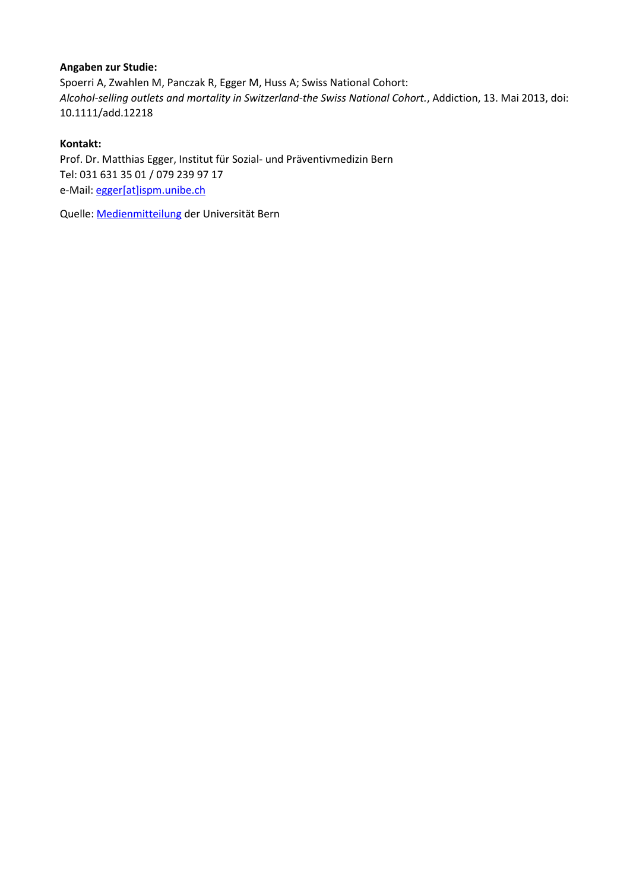**Angaben zur Studie:**
Spoerri A, Zwahlen M, Panczak R, Egger M, Huss A; Swiss National Cohort:
*Alcohol-selling outlets and mortality in Switzerland-the Swiss National Cohort.*, Addiction, 13. Mai 2013, doi: 10.1111/add.12218

**Kontakt:**
Prof. Dr. Matthias Egger, Institut für Sozial- und Präventivmedizin Bern
Tel: 031 631 35 01 / 079 239 97 17
e-Mail: egger[at]ispm.unibe.ch

Quelle: Medienmitteilung der Universität Bern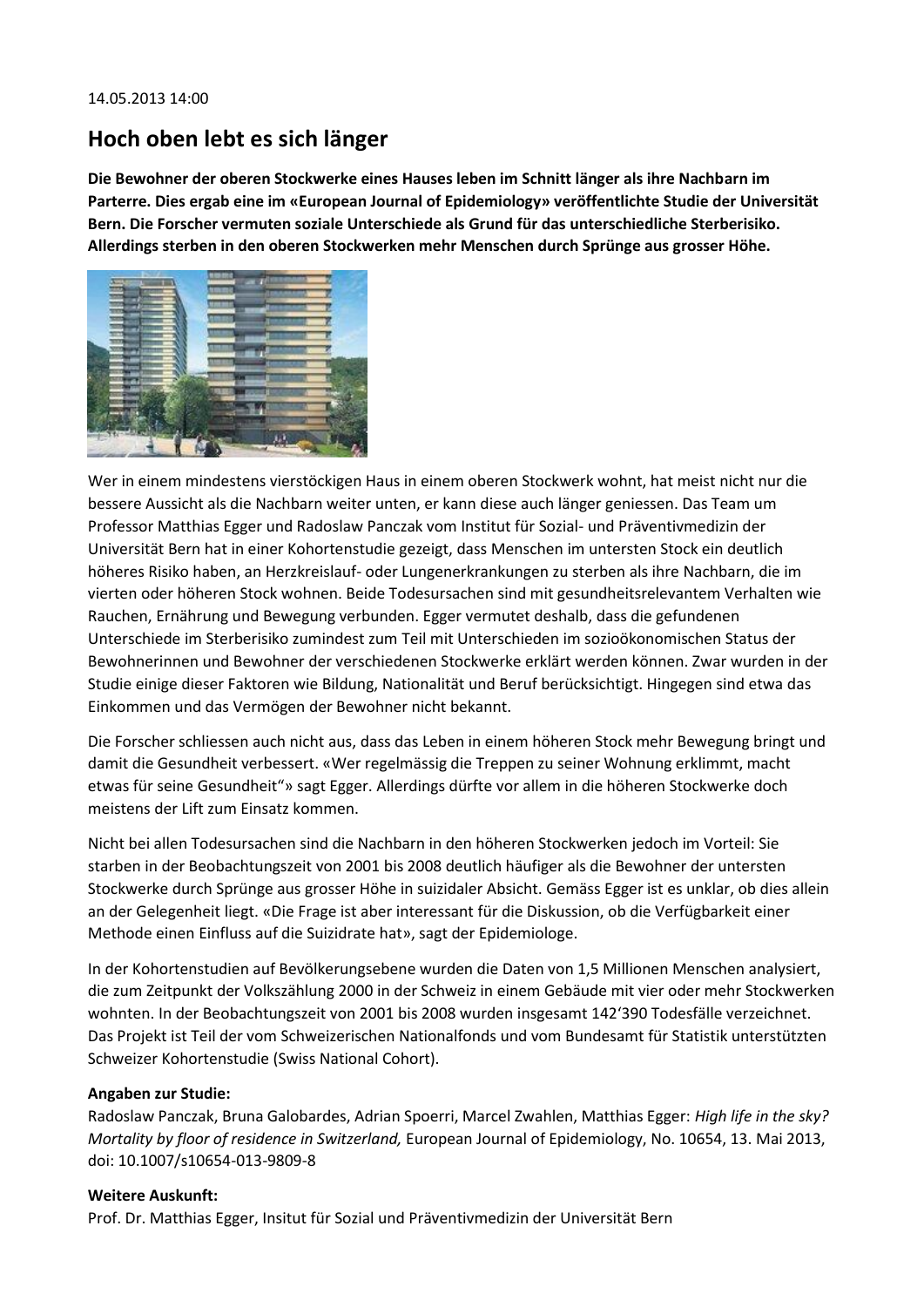14.05.2013 14:00

## Hoch oben lebt es sich länger

**Die Bewohner der oberen Stockwerke eines Hauses leben im Schnitt länger als ihre Nachbarn im Parterre. Dies ergab eine im «European Journal of Epidemiology» veröffentlichte Studie der Universität Bern. Die Forscher vermuten soziale Unterschiede als Grund für das unterschiedliche Sterberisiko. Allerdings sterben in den oberen Stockwerken mehr Menschen durch Sprünge aus grosser Höhe.**

Wer in einem mindestens vierstöckigen Haus in einem oberen Stockwerk wohnt, hat meist nicht nur die bessere Aussicht als die Nachbarn weiter unten, er kann diese auch länger geniessen. Das Team um Professor Matthias Egger und Radoslaw Panczak vom Institut für Sozial- und Präventivmedizin der Universität Bern hat in einer Kohortenstudie gezeigt, dass Menschen im untersten Stock ein deutlich höheres Risiko haben, an Herzkreislauf- oder Lungenerkrankungen zu sterben als ihre Nachbarn, die im vierten oder höheren Stock wohnen. Beide Todesursachen sind mit gesundheitsrelevantem Verhalten wie Rauchen, Ernährung und Bewegung verbunden. Egger vermutet deshalb, dass die gefundenen Unterschiede im Sterberisiko zumindest zum Teil mit Unterschieden im sozioökonomischen Status der Bewohnerinnen und Bewohner der verschiedenen Stockwerke erklärt werden können. Zwar wurden in der Studie einige dieser Faktoren wie Bildung, Nationalität und Beruf berücksichtigt. Hingegen sind etwa das Einkommen und das Vermögen der Bewohner nicht bekannt.

Die Forscher schliessen auch nicht aus, dass das Leben in einem höheren Stock mehr Bewegung bringt und damit die Gesundheit verbessert. «Wer regelmässig die Treppen zu seiner Wohnung erklimmt, macht etwas für seine Gesundheit“» sagt Egger. Allerdings dürfte vor allem in die höheren Stockwerke doch meistens der Lift zum Einsatz kommen.

Nicht bei allen Todesursachen sind die Nachbarn in den höheren Stockwerken jedoch im Vorteil: Sie starben in der Beobachtungszeit von 2001 bis 2008 deutlich häufiger als die Bewohner der untersten Stockwerke durch Sprünge aus grosser Höhe in suizidaler Absicht. Gemäss Egger ist es unklar, ob dies allein an der Gelegenheit liegt. «Die Frage ist aber interessant für die Diskussion, ob die Verfügbarkeit einer Methode einen Einfluss auf die Suizidrate hat», sagt der Epidemiologe.

In der Kohortenstudien auf Bevölkerungsebene wurden die Daten von 1,5 Millionen Menschen analysiert, die zum Zeitpunkt der Volkszählung 2000 in der Schweiz in einem Gebäude mit vier oder mehr Stockwerken wohnten. In der Beobachtungszeit von 2001 bis 2008 wurden insgesamt 142'390 Todesfälle verzeichnet. Das Projekt ist Teil der vom Schweizerischen Nationalfonds und vom Bundesamt für Statistik unterstützten Schweizer Kohortenstudie (Swiss National Cohort).

**Angaben zur Studie:**
Radoslaw Panczak, Bruna Galobardes, Adrian Spoerri, Marcel Zwahlen, Matthias Egger: *High life in the sky? Mortality by floor of residence in Switzerland,* European Journal of Epidemiology, No. 10654, 13. Mai 2013, doi: 10.1007/s10654-013-9809-8

**Weitere Auskunft:**
Prof. Dr. Matthias Egger, Insitut für Sozial und Präventivmedizin der Universität Bern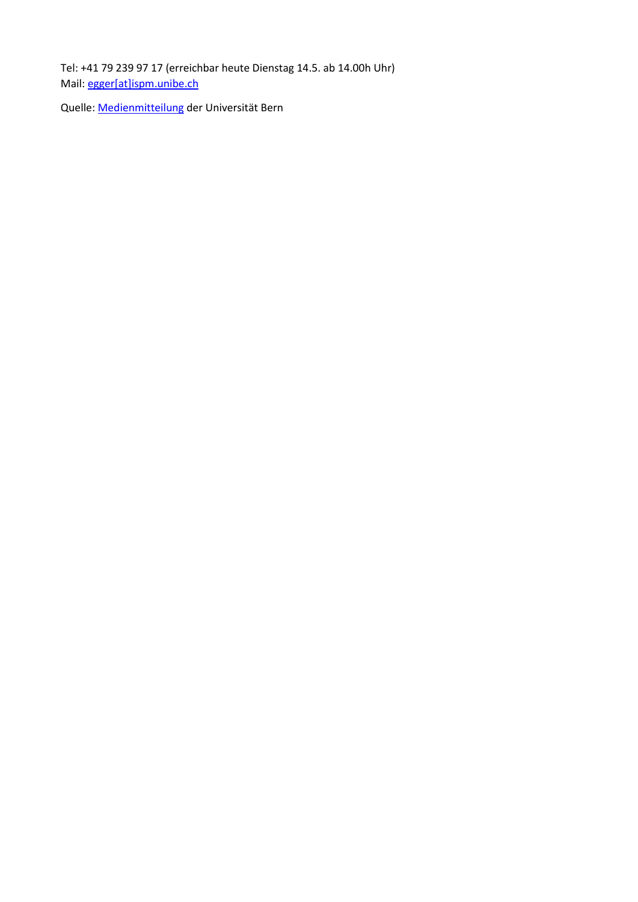Tel: +41 79 239 97 17 (erreichbar heute Dienstag 14.5. ab 14.00h Uhr)
Mail: egger[at]ispm.unibe.ch

Quelle: Medienmitteilung der Universität Bern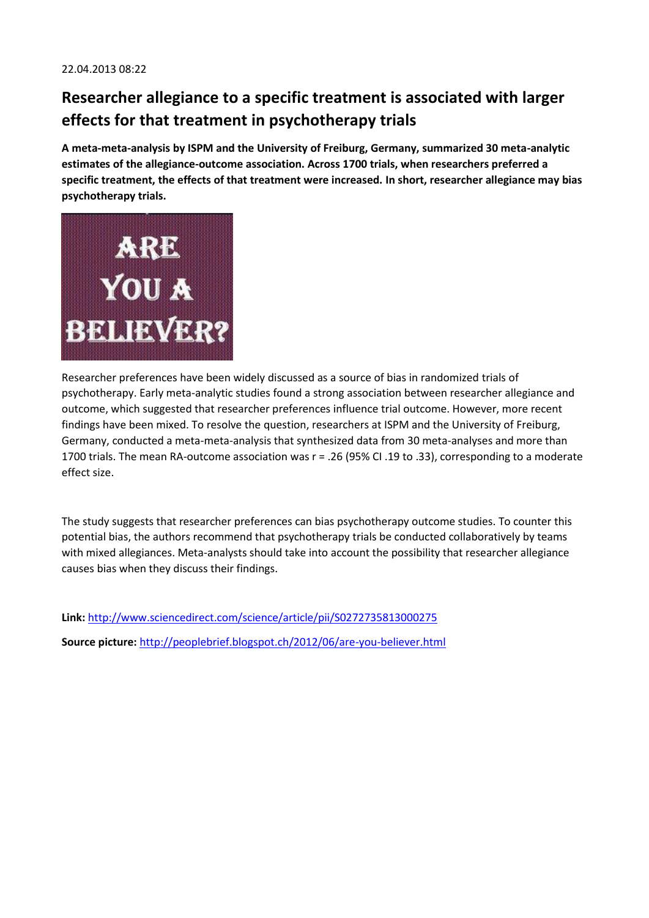22.04.2013 08:22

# Researcher allegiance to a specific treatment is associated with larger effects for that treatment in psychotherapy trials

**A meta-meta-analysis by ISPM and the University of Freiburg, Germany, summarized 30 meta-analytic estimates of the allegiance-outcome association. Across 1700 trials, when researchers preferred a specific treatment, the effects of that treatment were increased. In short, researcher allegiance may bias psychotherapy trials.**

Researcher preferences have been widely discussed as a source of bias in randomized trials of psychotherapy. Early meta-analytic studies found a strong association between researcher allegiance and outcome, which suggested that researcher preferences influence trial outcome. However, more recent findings have been mixed. To resolve the question, researchers at ISPM and the University of Freiburg, Germany, conducted a meta-meta-analysis that synthesized data from 30 meta-analyses and more than 1700 trials. The mean RA-outcome association was $r = .26$ (95% CI .19 to .33), corresponding to a moderate effect size.

The study suggests that researcher preferences can bias psychotherapy outcome studies. To counter this potential bias, the authors recommend that psychotherapy trials be conducted collaboratively by teams with mixed allegiances. Meta-analysts should take into account the possibility that researcher allegiance causes bias when they discuss their findings.

**Link:** http://www.sciencedirect.com/science/article/pii/S0272735813000275

**Source picture:** http://peoplebrief.blogspot.ch/2012/06/are-you-believer.html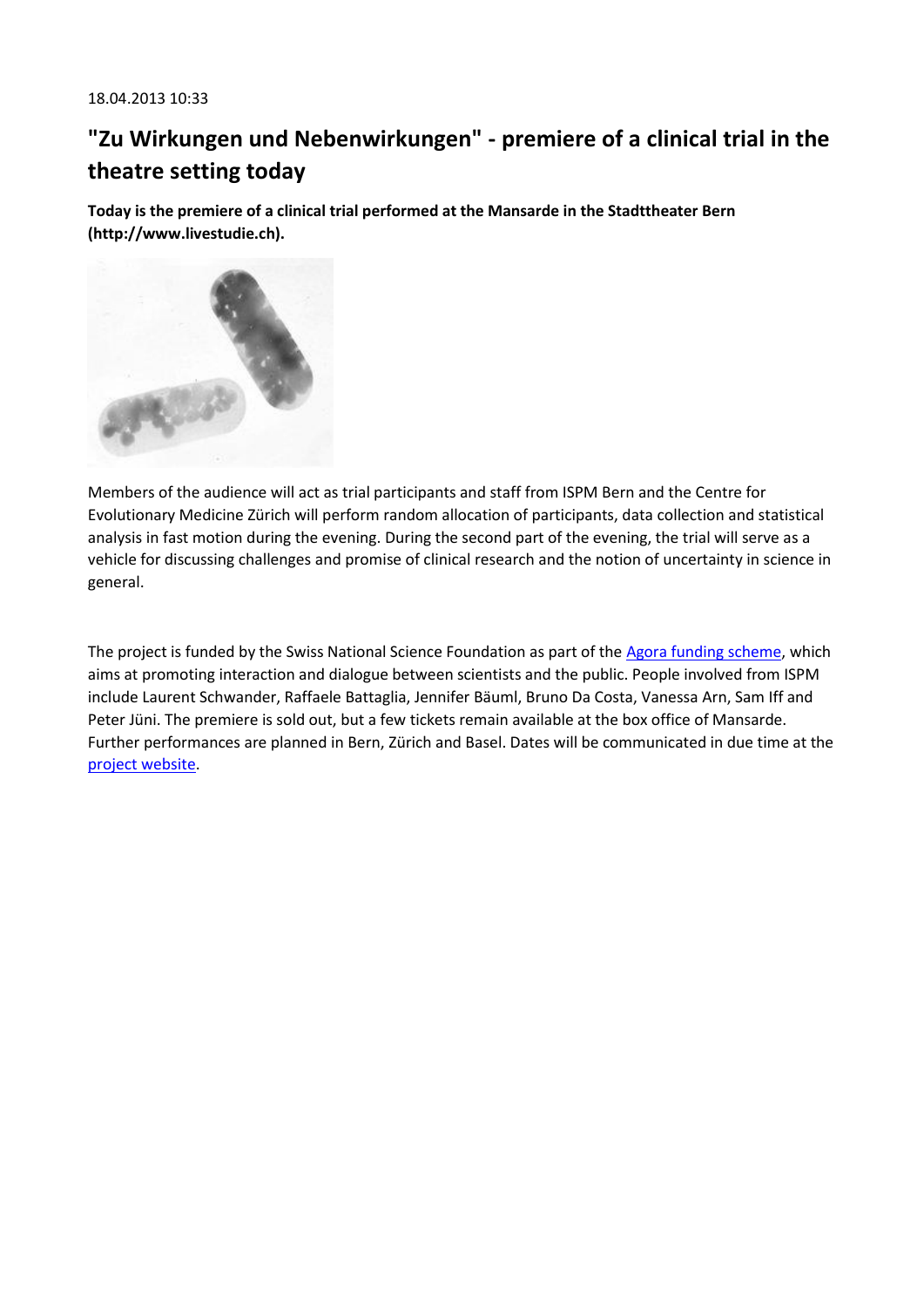18.04.2013 10:33

## "Zu Wirkungen und Nebenwirkungen" - premiere of a clinical trial in the theatre setting today

**Today is the premiere of a clinical trial performed at the Mansarde in the Stadttheater Bern (http://www.livestudie.ch).**

Members of the audience will act as trial participants and staff from ISPM Bern and the Centre for Evolutionary Medicine Zürich will perform random allocation of participants, data collection and statistical analysis in fast motion during the evening. During the second part of the evening, the trial will serve as a vehicle for discussing challenges and promise of clinical research and the notion of uncertainty in science in general.

The project is funded by the Swiss National Science Foundation as part of the Agora funding scheme, which aims at promoting interaction and dialogue between scientists and the public. People involved from ISPM include Laurent Schwander, Raffaele Battaglia, Jennifer Bäuml, Bruno Da Costa, Vanessa Arn, Sam Iff and Peter Jüni. The premiere is sold out, but a few tickets remain available at the box office of Mansarde. Further performances are planned in Bern, Zürich and Basel. Dates will be communicated in due time at the project website.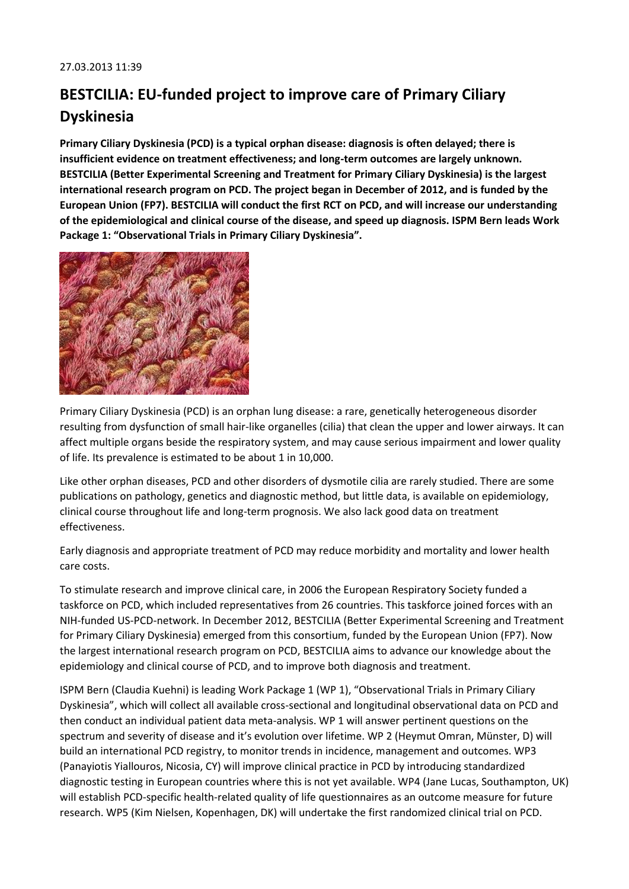27.03.2013 11:39

# BESTCILIA: EU-funded project to improve care of Primary Ciliary Dyskinesia

**Primary Ciliary Dyskinesia (PCD) is a typical orphan disease: diagnosis is often delayed; there is insufficient evidence on treatment effectiveness; and long-term outcomes are largely unknown. BESTCILIA (Better Experimental Screening and Treatment for Primary Ciliary Dyskinesia) is the largest international research program on PCD. The project began in December of 2012, and is funded by the European Union (FP7). BESTCILIA will conduct the first RCT on PCD, and will increase our understanding of the epidemiological and clinical course of the disease, and speed up diagnosis. ISPM Bern leads Work Package 1: "Observational Trials in Primary Ciliary Dyskinesia".**

Primary Ciliary Dyskinesia (PCD) is an orphan lung disease: a rare, genetically heterogeneous disorder resulting from dysfunction of small hair-like organelles (cilia) that clean the upper and lower airways. It can affect multiple organs beside the respiratory system, and may cause serious impairment and lower quality of life. Its prevalence is estimated to be about 1 in 10,000.

Like other orphan diseases, PCD and other disorders of dysmotile cilia are rarely studied. There are some publications on pathology, genetics and diagnostic method, but little data, is available on epidemiology, clinical course throughout life and long-term prognosis. We also lack good data on treatment effectiveness.

Early diagnosis and appropriate treatment of PCD may reduce morbidity and mortality and lower health care costs.

To stimulate research and improve clinical care, in 2006 the European Respiratory Society funded a taskforce on PCD, which included representatives from 26 countries. This taskforce joined forces with an NIH-funded US-PCD-network. In December 2012, BESTCILIA (Better Experimental Screening and Treatment for Primary Ciliary Dyskinesia) emerged from this consortium, funded by the European Union (FP7). Now the largest international research program on PCD, BESTCILIA aims to advance our knowledge about the epidemiology and clinical course of PCD, and to improve both diagnosis and treatment.

ISPM Bern (Claudia Kuehni) is leading Work Package 1 (WP 1), "Observational Trials in Primary Ciliary Dyskinesia", which will collect all available cross-sectional and longitudinal observational data on PCD and then conduct an individual patient data meta-analysis. WP 1 will answer pertinent questions on the spectrum and severity of disease and it's evolution over lifetime. WP 2 (Heymut Omran, Münster, D) will build an international PCD registry, to monitor trends in incidence, management and outcomes. WP3 (Panayiotis Yiallouros, Nicosia, CY) will improve clinical practice in PCD by introducing standardized diagnostic testing in European countries where this is not yet available. WP4 (Jane Lucas, Southampton, UK) will establish PCD-specific health-related quality of life questionnaires as an outcome measure for future research. WP5 (Kim Nielsen, Kopenhagen, DK) will undertake the first randomized clinical trial on PCD.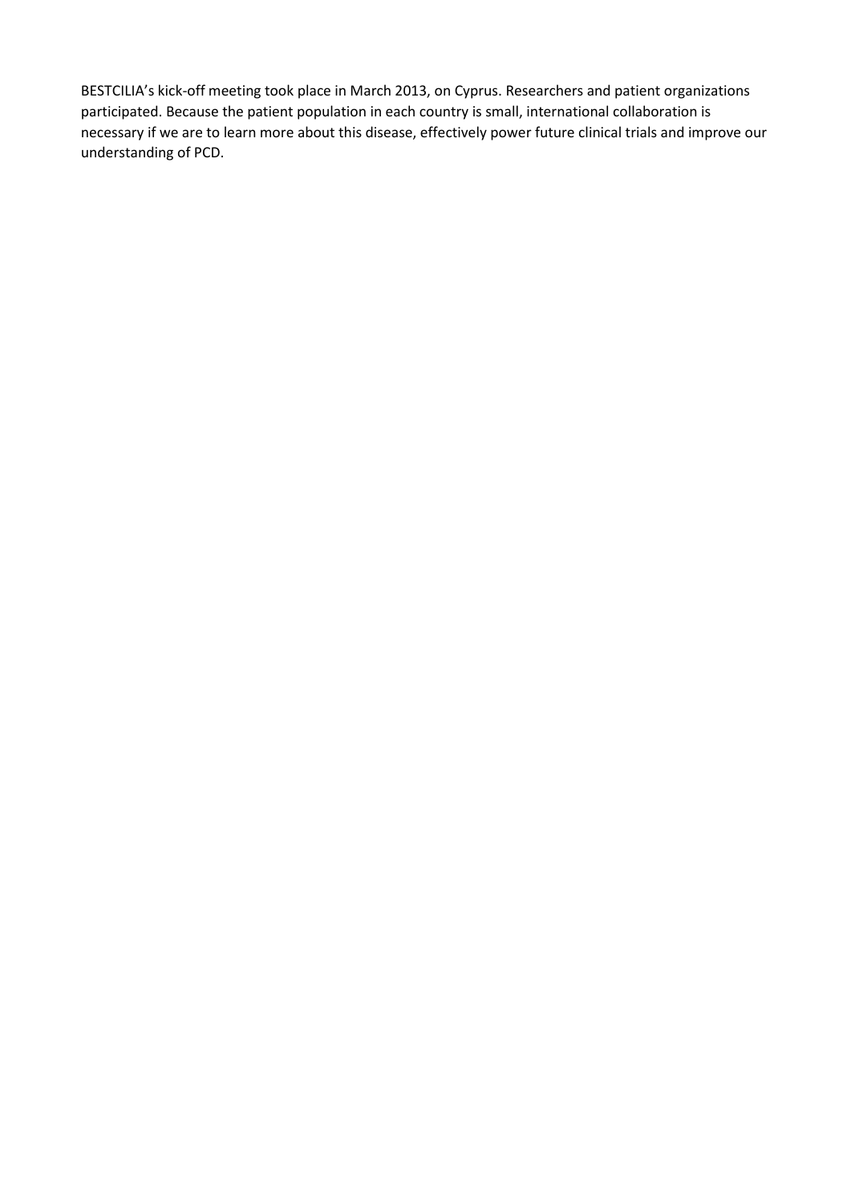BESTCILIA's kick-off meeting took place in March 2013, on Cyprus. Researchers and patient organizations participated. Because the patient population in each country is small, international collaboration is necessary if we are to learn more about this disease, effectively power future clinical trials and improve our understanding of PCD.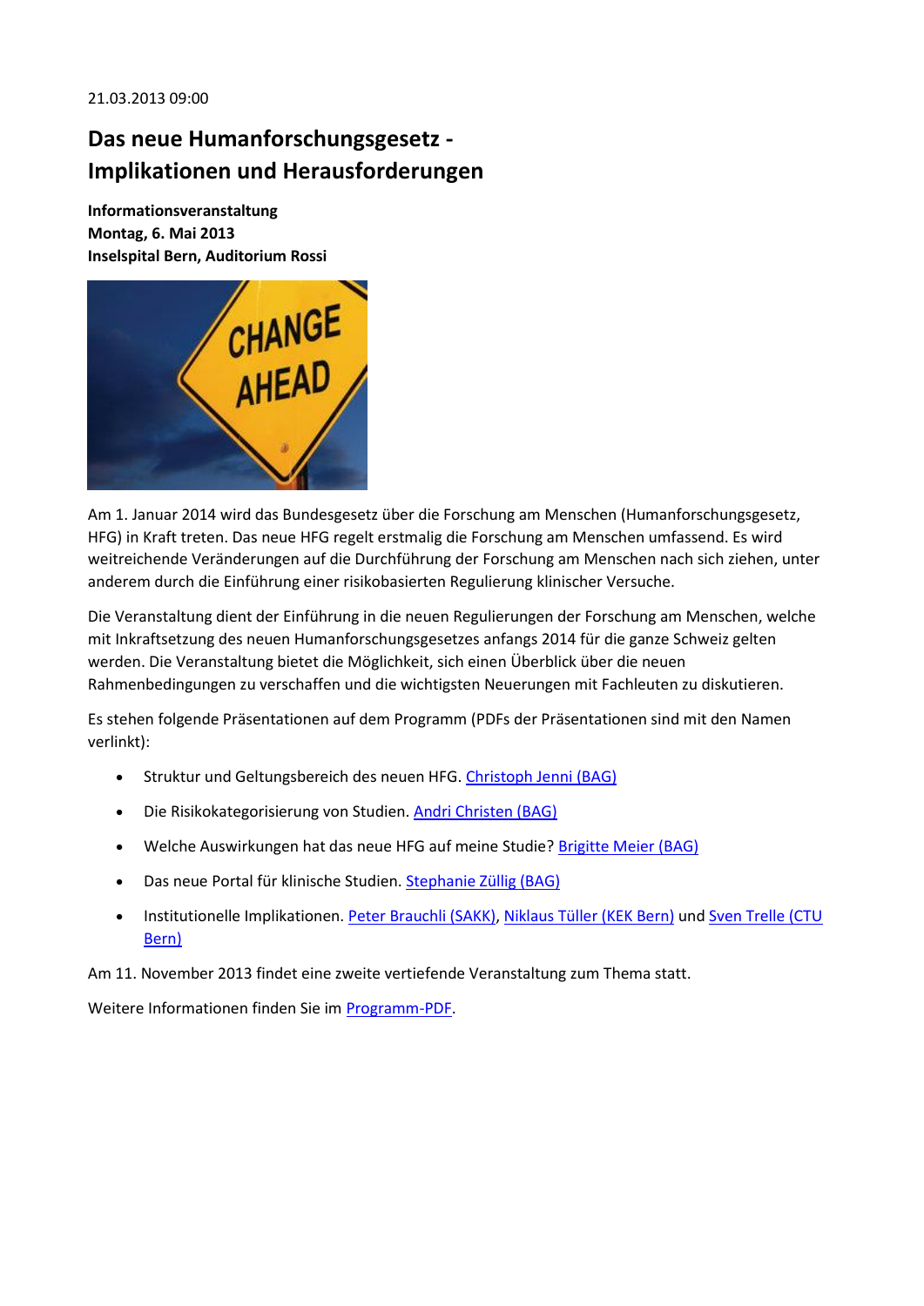21.03.2013 09:00

## Das neue Humanforschungsgesetz - Implikationen und Herausforderungen

**Informationsveranstaltung**
**Montag, 6. Mai 2013**
**Inselspital Bern, Auditorium Rossi**

Am 1. Januar 2014 wird das Bundesgesetz über die Forschung am Menschen (Humanforschungsgesetz, HFG) in Kraft treten. Das neue HFG regelt erstmalig die Forschung am Menschen umfassend. Es wird weitreichende Veränderungen auf die Durchführung der Forschung am Menschen nach sich ziehen, unter anderem durch die Einführung einer risikobasierten Regulierung klinischer Versuche.

Die Veranstaltung dient der Einführung in die neuen Regulierungen der Forschung am Menschen, welche mit Inkraftsetzung des neuen Humanforschungsgesetzes anfangs 2014 für die ganze Schweiz gelten werden. Die Veranstaltung bietet die Möglichkeit, sich einen Überblick über die neuen Rahmenbedingungen zu verschaffen und die wichtigsten Neuerungen mit Fachleuten zu diskutieren.

Es stehen folgende Präsentationen auf dem Programm (PDFs der Präsentationen sind mit den Namen verlinkt):

- Struktur und Geltungsbereich des neuen HFG. Christoph Jenni (BAG)
- Die Risikokategorisierung von Studien. Andri Christen (BAG)
- Welche Auswirkungen hat das neue HFG auf meine Studie? Brigitte Meier (BAG)
- Das neue Portal für klinische Studien. Stephanie Züllig (BAG)
- Institutionelle Implikationen. Peter Brauchli (SAKK), Niklaus Tüller (KEK Bern) und Sven Trelle (CTU Bern)

Am 11. November 2013 findet eine zweite vertiefende Veranstaltung zum Thema statt.

Weitere Informationen finden Sie im Programm-PDF.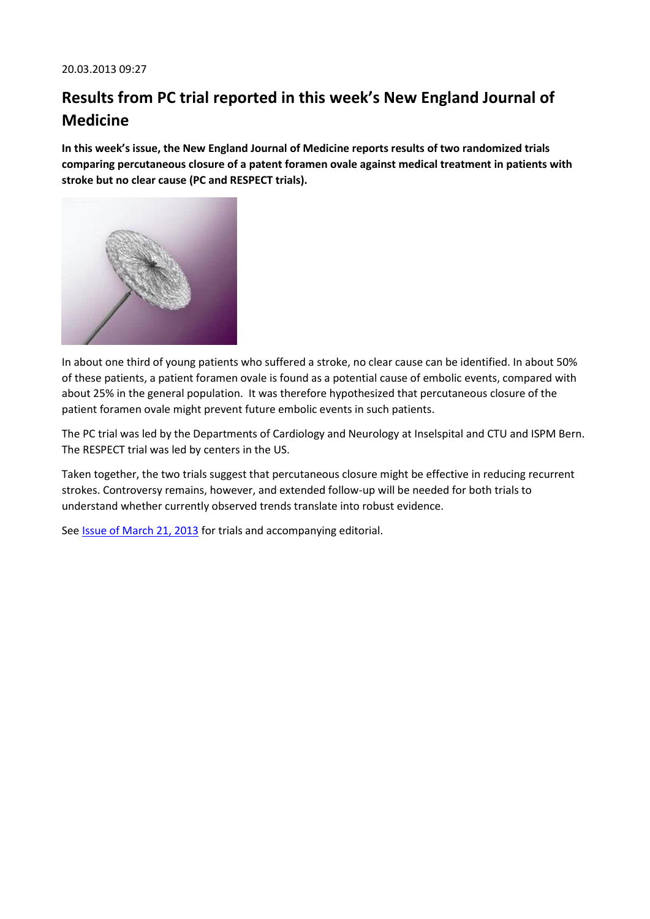20.03.2013 09:27

# Results from PC trial reported in this week's New England Journal of Medicine

**In this week's issue, the New England Journal of Medicine reports results of two randomized trials comparing percutaneous closure of a patent foramen ovale against medical treatment in patients with stroke but no clear cause (PC and RESPECT trials).**

In about one third of young patients who suffered a stroke, no clear cause can be identified. In about 50% of these patients, a patient foramen ovale is found as a potential cause of embolic events, compared with about 25% in the general population. It was therefore hypothesized that percutaneous closure of the patient foramen ovale might prevent future embolic events in such patients.

The PC trial was led by the Departments of Cardiology and Neurology at Inselspital and CTU and ISPM Bern. The RESPECT trial was led by centers in the US.

Taken together, the two trials suggest that percutaneous closure might be effective in reducing recurrent strokes. Controversy remains, however, and extended follow-up will be needed for both trials to understand whether currently observed trends translate into robust evidence.

See Issue of March 21, 2013 for trials and accompanying editorial.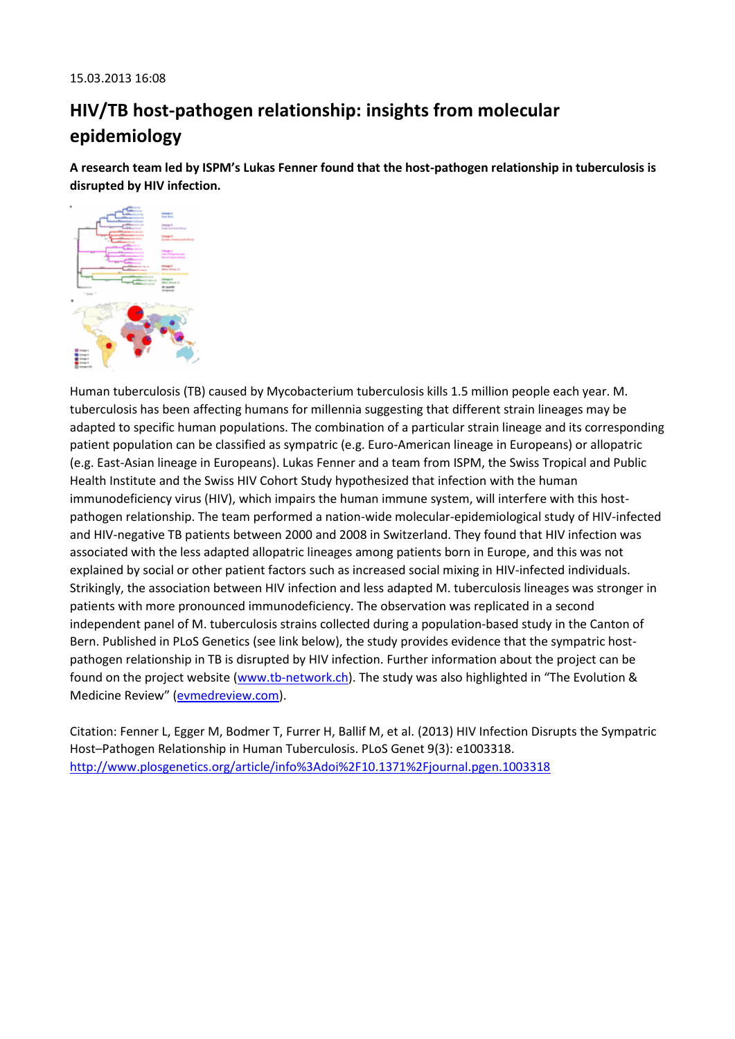15.03.2013 16:08

# HIV/TB host-pathogen relationship: insights from molecular epidemiology

**A research team led by ISPM's Lukas Fenner found that the host-pathogen relationship in tuberculosis is disrupted by HIV infection.**

Human tuberculosis (TB) caused by Mycobacterium tuberculosis kills 1.5 million people each year. M. tuberculosis has been affecting humans for millennia suggesting that different strain lineages may be adapted to specific human populations. The combination of a particular strain lineage and its corresponding patient population can be classified as sympatric (e.g. Euro-American lineage in Europeans) or allopatric (e.g. East-Asian lineage in Europeans). Lukas Fenner and a team from ISPM, the Swiss Tropical and Public Health Institute and the Swiss HIV Cohort Study hypothesized that infection with the human immunodeficiency virus (HIV), which impairs the human immune system, will interfere with this host-pathogen relationship. The team performed a nation-wide molecular-epidemiological study of HIV-infected and HIV-negative TB patients between 2000 and 2008 in Switzerland. They found that HIV infection was associated with the less adapted allopatric lineages among patients born in Europe, and this was not explained by social or other patient factors such as increased social mixing in HIV-infected individuals. Strikingly, the association between HIV infection and less adapted M. tuberculosis lineages was stronger in patients with more pronounced immunodeficiency. The observation was replicated in a second independent panel of M. tuberculosis strains collected during a population-based study in the Canton of Bern. Published in PLoS Genetics (see link below), the study provides evidence that the sympatric host-pathogen relationship in TB is disrupted by HIV infection. Further information about the project can be found on the project website (www.tb-network.ch). The study was also highlighted in "The Evolution & Medicine Review" (evmedreview.com).

Citation: Fenner L, Egger M, Bodmer T, Furrer H, Ballif M, et al. (2013) HIV Infection Disrupts the Sympatric Host–Pathogen Relationship in Human Tuberculosis. PLoS Genet 9(3): e1003318.
http://www.plosgenetics.org/article/info%3Adoi%2F10.1371%2Fjournal.pgen.1003318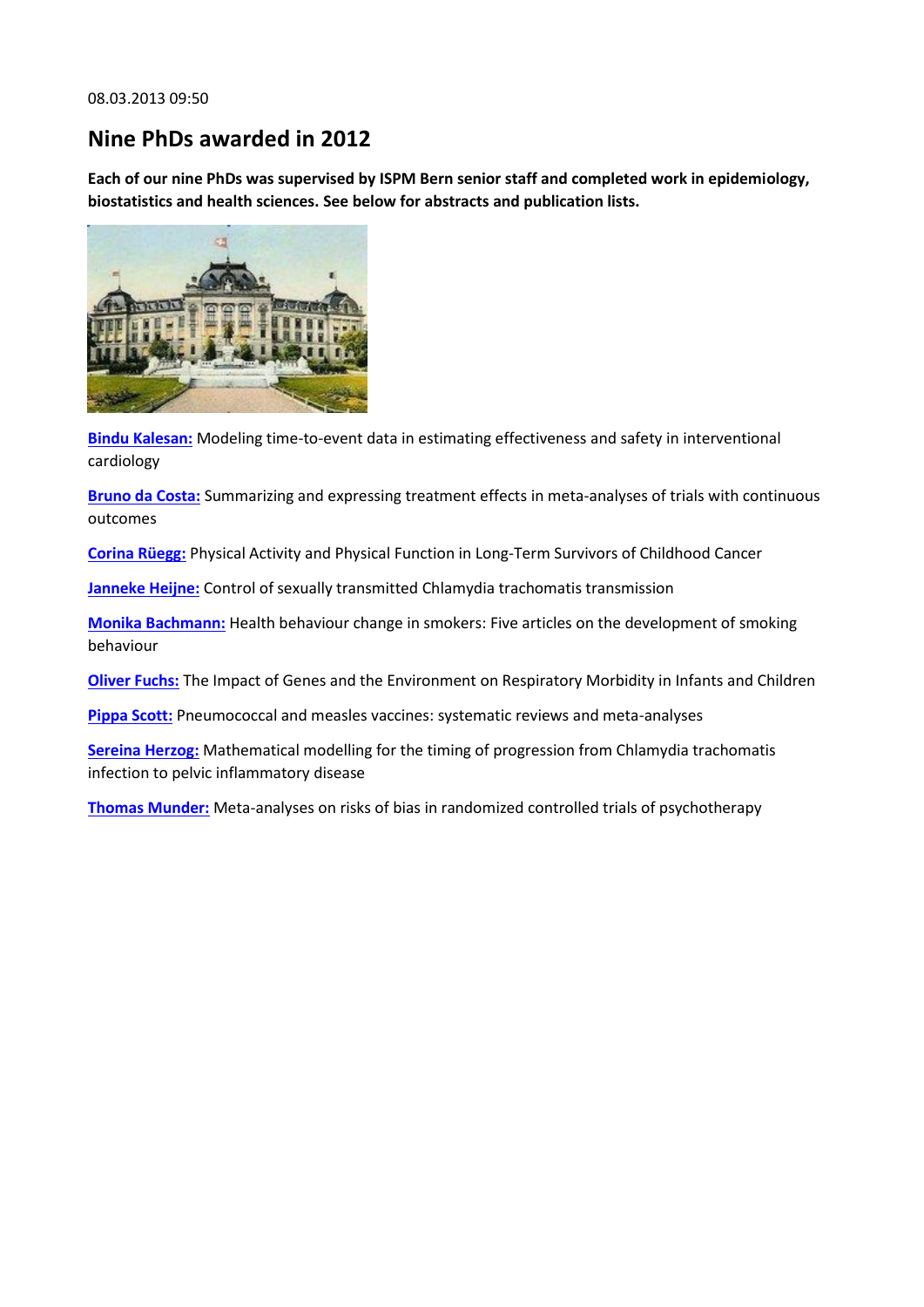08.03.2013 09:50

## Nine PhDs awarded in 2012

**Each of our nine PhDs was supervised by ISPM Bern senior staff and completed work in epidemiology, biostatistics and health sciences. See below for abstracts and publication lists.**

**Bindu Kalesan:** Modeling time-to-event data in estimating effectiveness and safety in interventional cardiology

**Bruno da Costa:** Summarizing and expressing treatment effects in meta-analyses of trials with continuous outcomes

**Corina Rüegg:** Physical Activity and Physical Function in Long-Term Survivors of Childhood Cancer

**Janneke Heijne:** Control of sexually transmitted Chlamydia trachomatis transmission

**Monika Bachmann:** Health behaviour change in smokers: Five articles on the development of smoking behaviour

**Oliver Fuchs:** The Impact of Genes and the Environment on Respiratory Morbidity in Infants and Children

**Pippa Scott:** Pneumococcal and measles vaccines: systematic reviews and meta-analyses

**Sereina Herzog:** Mathematical modelling for the timing of progression from Chlamydia trachomatis infection to pelvic inflammatory disease

**Thomas Munder:** Meta-analyses on risks of bias in randomized controlled trials of psychotherapy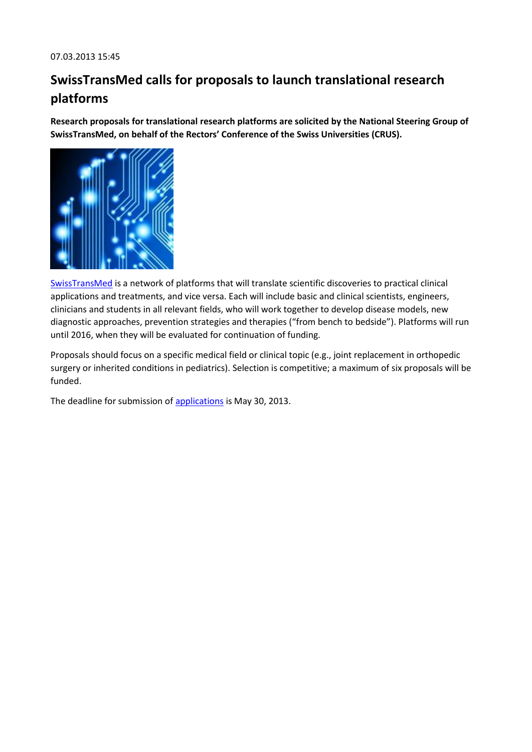07.03.2013 15:45

# SwissTransMed calls for proposals to launch translational research platforms

**Research proposals for translational research platforms are solicited by the National Steering Group of SwissTransMed, on behalf of the Rectors' Conference of the Swiss Universities (CRUS).**

SwissTransMed is a network of platforms that will translate scientific discoveries to practical clinical applications and treatments, and vice versa. Each will include basic and clinical scientists, engineers, clinicians and students in all relevant fields, who will work together to develop disease models, new diagnostic approaches, prevention strategies and therapies ("from bench to bedside"). Platforms will run until 2016, when they will be evaluated for continuation of funding.

Proposals should focus on a specific medical field or clinical topic (e.g., joint replacement in orthopedic surgery or inherited conditions in pediatrics). Selection is competitive; a maximum of six proposals will be funded.

The deadline for submission of applications is May 30, 2013.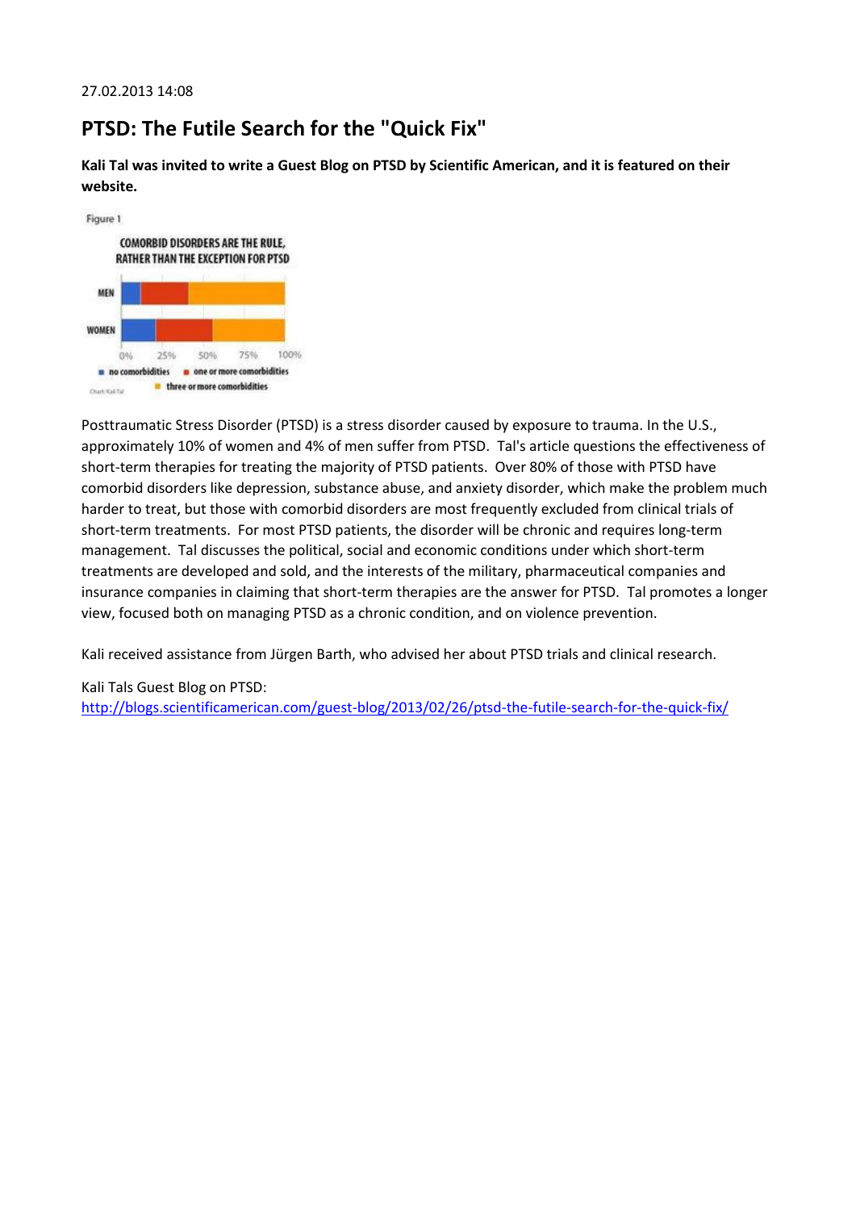27.02.2013 14:08

# PTSD: The Futile Search for the "Quick Fix"

**Kali Tal was invited to write a Guest Blog on PTSD by Scientific American, and it is featured on their website.**

Figure 1

COMORBID DISORDERS ARE THE RULE, RATHER THAN THE EXCEPTION FOR PTSD

MEN

WOMEN

0% 25% 50% 75% 100%

no comorbidities · one or more comorbidities · three or more comorbidities

Chart: Kali Tal

Posttraumatic Stress Disorder (PTSD) is a stress disorder caused by exposure to trauma. In the U.S., approximately 10% of women and 4% of men suffer from PTSD. Tal's article questions the effectiveness of short-term therapies for treating the majority of PTSD patients. Over 80% of those with PTSD have comorbid disorders like depression, substance abuse, and anxiety disorder, which make the problem much harder to treat, but those with comorbid disorders are most frequently excluded from clinical trials of short-term treatments. For most PTSD patients, the disorder will be chronic and requires long-term management. Tal discusses the political, social and economic conditions under which short-term treatments are developed and sold, and the interests of the military, pharmaceutical companies and insurance companies in claiming that short-term therapies are the answer for PTSD. Tal promotes a longer view, focused both on managing PTSD as a chronic condition, and on violence prevention.

Kali received assistance from Jürgen Barth, who advised her about PTSD trials and clinical research.

Kali Tals Guest Blog on PTSD:
http://blogs.scientificamerican.com/guest-blog/2013/02/26/ptsd-the-futile-search-for-the-quick-fix/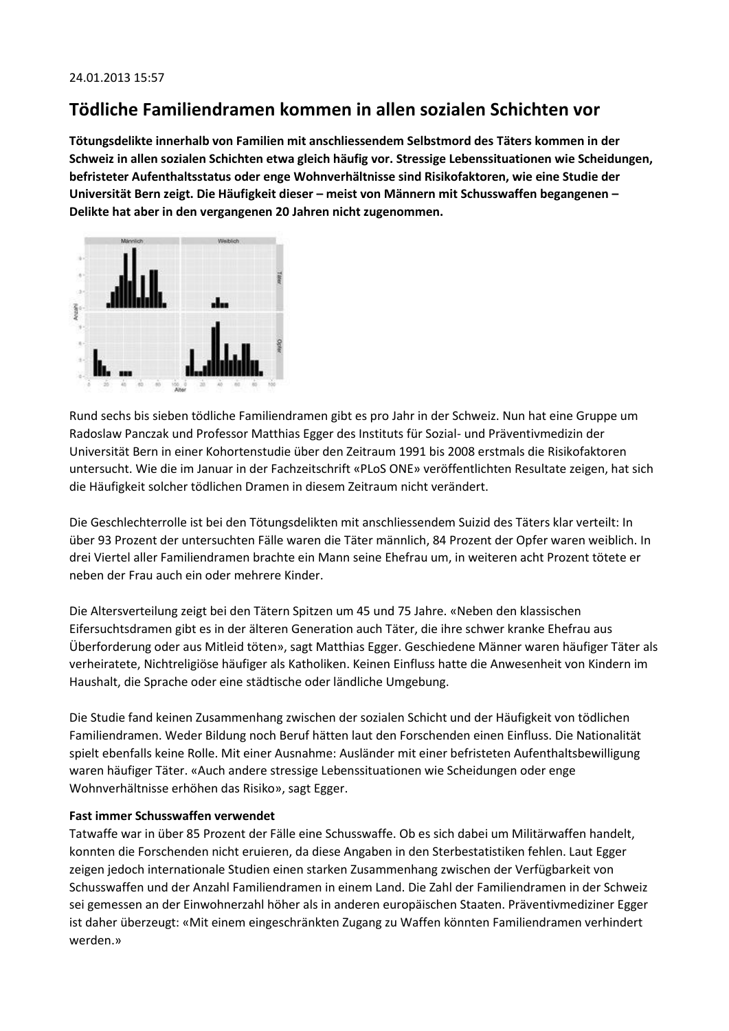24.01.2013 15:57

## Tödliche Familiendramen kommen in allen sozialen Schichten vor

**Tötungsdelikte innerhalb von Familien mit anschliessendem Selbstmord des Täters kommen in der Schweiz in allen sozialen Schichten etwa gleich häufig vor. Stressige Lebenssituationen wie Scheidungen, befristeter Aufenthaltsstatus oder enge Wohnverhältnisse sind Risikofaktoren, wie eine Studie der Universität Bern zeigt. Die Häufigkeit dieser – meist von Männern mit Schusswaffen begangenen – Delikte hat aber in den vergangenen 20 Jahren nicht zugenommen.**

Rund sechs bis sieben tödliche Familiendramen gibt es pro Jahr in der Schweiz. Nun hat eine Gruppe um Radoslaw Panczak und Professor Matthias Egger des Instituts für Sozial- und Präventivmedizin der Universität Bern in einer Kohortenstudie über den Zeitraum 1991 bis 2008 erstmals die Risikofaktoren untersucht. Wie die im Januar in der Fachzeitschrift «PLoS ONE» veröffentlichten Resultate zeigen, hat sich die Häufigkeit solcher tödlichen Dramen in diesem Zeitraum nicht verändert.

Die Geschlechterrolle ist bei den Tötungsdelikten mit anschliessendem Suizid des Täters klar verteilt: In über 93 Prozent der untersuchten Fälle waren die Täter männlich, 84 Prozent der Opfer waren weiblich. In drei Viertel aller Familiendramen brachte ein Mann seine Ehefrau um, in weiteren acht Prozent tötete er neben der Frau auch ein oder mehrere Kinder.

Die Altersverteilung zeigt bei den Tätern Spitzen um 45 und 75 Jahre. «Neben den klassischen Eifersuchtsdramen gibt es in der älteren Generation auch Täter, die ihre schwer kranke Ehefrau aus Überforderung oder aus Mitleid töten», sagt Matthias Egger. Geschiedene Männer waren häufiger Täter als verheiratete, Nichtreligiöse häufiger als Katholiken. Keinen Einfluss hatte die Anwesenheit von Kindern im Haushalt, die Sprache oder eine städtische oder ländliche Umgebung.

Die Studie fand keinen Zusammenhang zwischen der sozialen Schicht und der Häufigkeit von tödlichen Familiendramen. Weder Bildung noch Beruf hätten laut den Forschenden einen Einfluss. Die Nationalität spielt ebenfalls keine Rolle. Mit einer Ausnahme: Ausländer mit einer befristeten Aufenthaltsbewilligung waren häufiger Täter. «Auch andere stressige Lebenssituationen wie Scheidungen oder enge Wohnverhältnisse erhöhen das Risiko», sagt Egger.

**Fast immer Schusswaffen verwendet**

Tatwaffe war in über 85 Prozent der Fälle eine Schusswaffe. Ob es sich dabei um Militärwaffen handelt, konnten die Forschenden nicht eruieren, da diese Angaben in den Sterbestatistiken fehlen. Laut Egger zeigen jedoch internationale Studien einen starken Zusammenhang zwischen der Verfügbarkeit von Schusswaffen und der Anzahl Familiendramen in einem Land. Die Zahl der Familiendramen in der Schweiz sei gemessen an der Einwohnerzahl höher als in anderen europäischen Staaten. Präventivmediziner Egger ist daher überzeugt: «Mit einem eingeschränkten Zugang zu Waffen könnten Familiendramen verhindert werden.»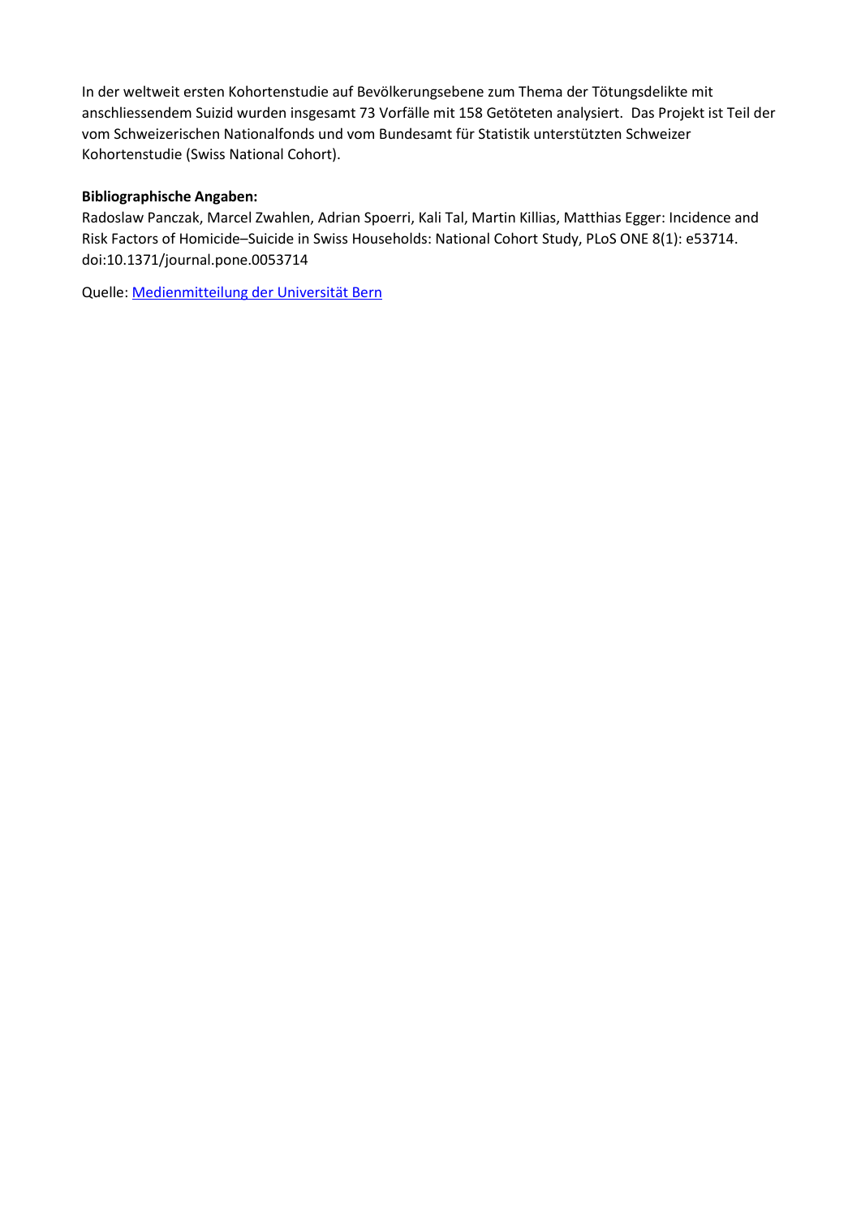In der weltweit ersten Kohortenstudie auf Bevölkerungsebene zum Thema der Tötungsdelikte mit anschliessendem Suizid wurden insgesamt 73 Vorfälle mit 158 Getöteten analysiert. Das Projekt ist Teil der vom Schweizerischen Nationalfonds und vom Bundesamt für Statistik unterstützten Schweizer Kohortenstudie (Swiss National Cohort).

**Bibliographische Angaben:**
Radoslaw Panczak, Marcel Zwahlen, Adrian Spoerri, Kali Tal, Martin Killias, Matthias Egger: Incidence and Risk Factors of Homicide–Suicide in Swiss Households: National Cohort Study, PLoS ONE 8(1): e53714. doi:10.1371/journal.pone.0053714

Quelle: Medienmitteilung der Universität Bern